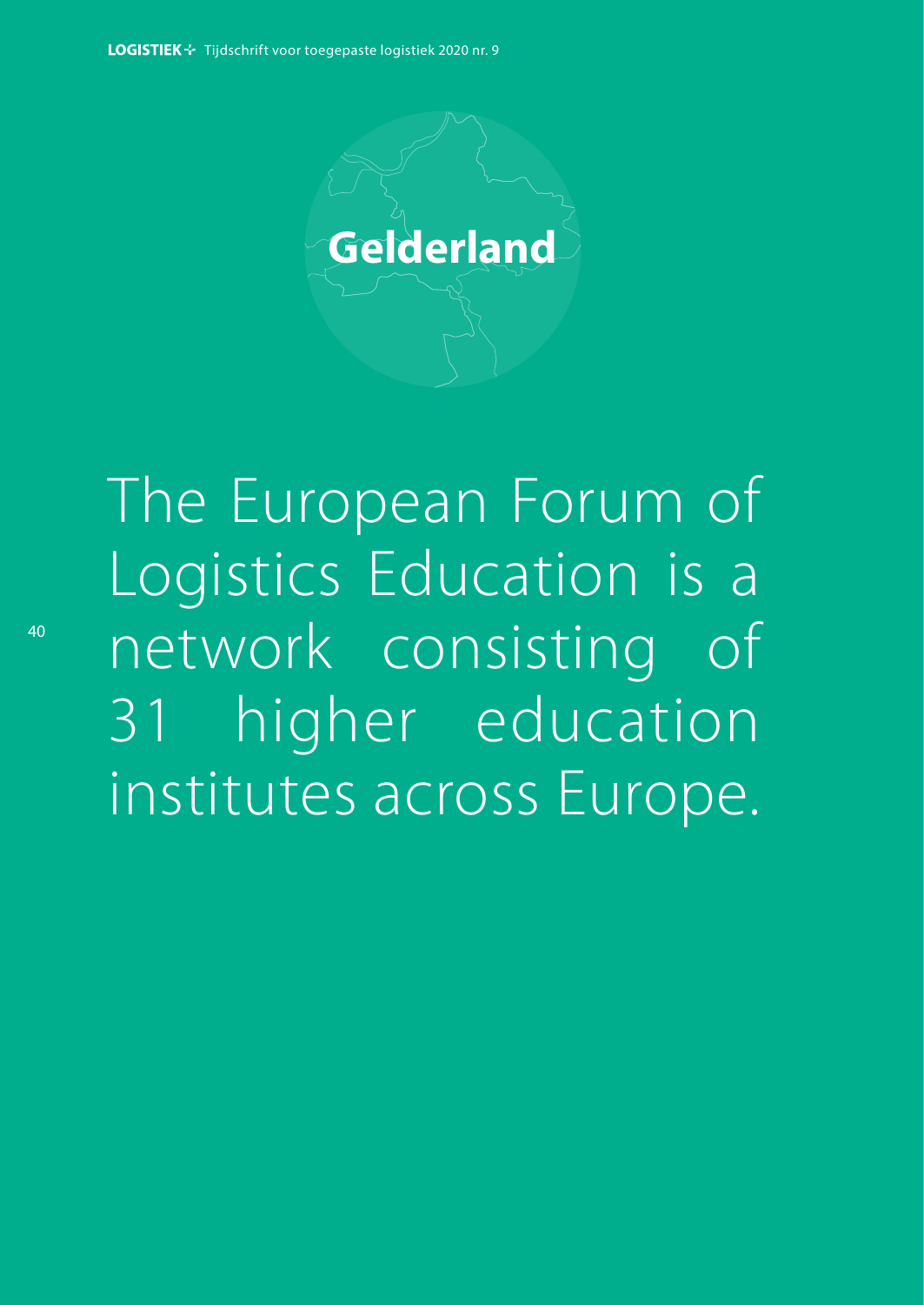# Gelderland

The European Forum of Logistics Education is a network consisting of 31 higher education institutes across Europe.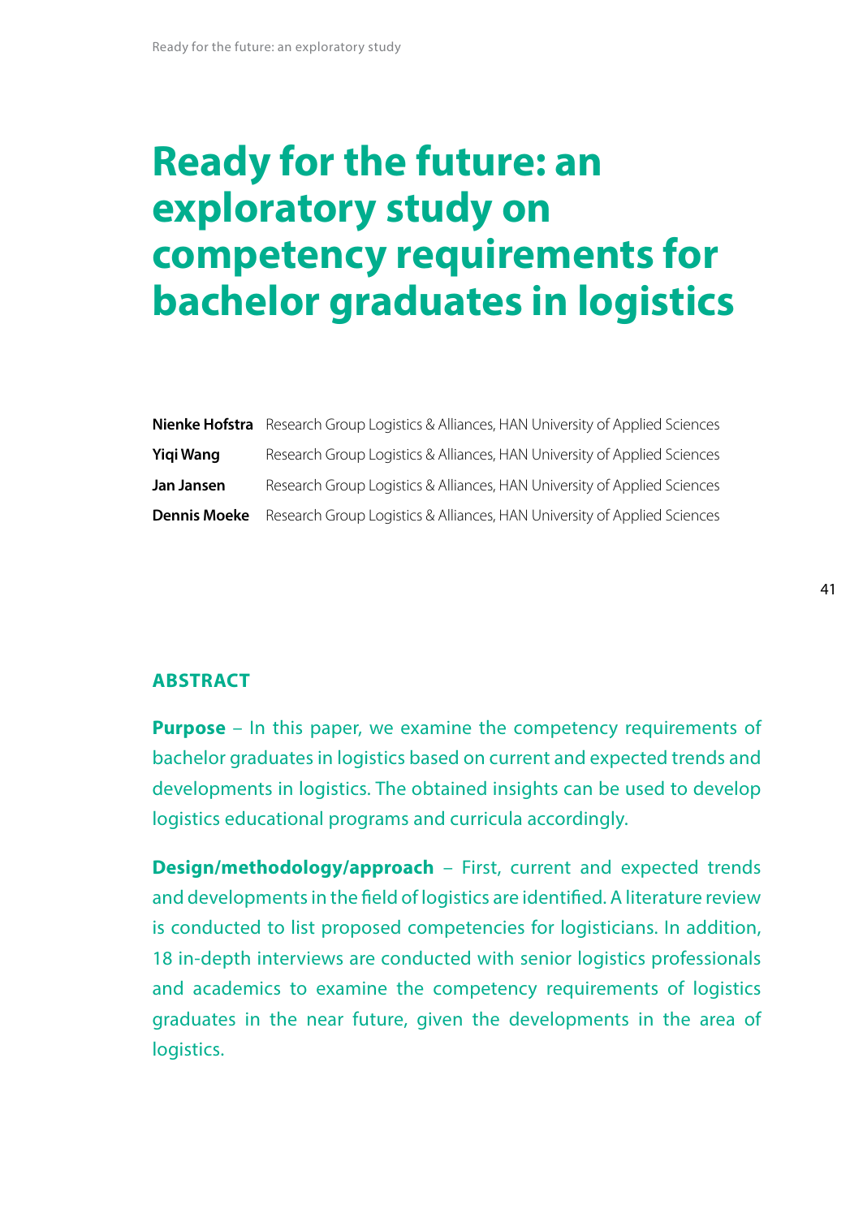# Ready for the future: an exploratory study on competency requirements for bachelor graduates in logistics

| | |
|---|---|
| **Nienke Hofstra** | Research Group Logistics & Alliances, HAN University of Applied Sciences |
| **Yiqi Wang** | Research Group Logistics & Alliances, HAN University of Applied Sciences |
| **Jan Jansen** | Research Group Logistics & Alliances, HAN University of Applied Sciences |
| **Dennis Moeke** | Research Group Logistics & Alliances, HAN University of Applied Sciences |

## ABSTRACT

**Purpose** – In this paper, we examine the competency requirements of bachelor graduates in logistics based on current and expected trends and developments in logistics. The obtained insights can be used to develop logistics educational programs and curricula accordingly.

**Design/methodology/approach** – First, current and expected trends and developments in the field of logistics are identified. A literature review is conducted to list proposed competencies for logisticians. In addition, 18 in-depth interviews are conducted with senior logistics professionals and academics to examine the competency requirements of logistics graduates in the near future, given the developments in the area of logistics.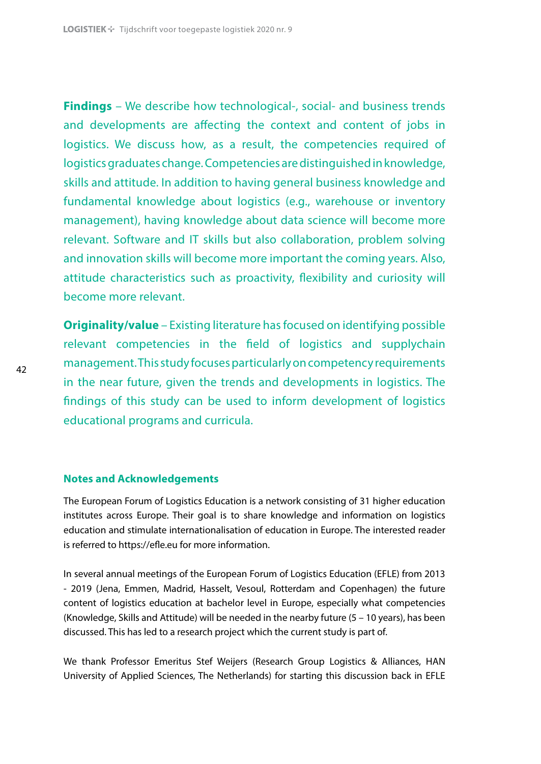**Findings** – We describe how technological-, social- and business trends and developments are affecting the context and content of jobs in logistics. We discuss how, as a result, the competencies required of logistics graduates change. Competencies are distinguished in knowledge, skills and attitude. In addition to having general business knowledge and fundamental knowledge about logistics (e.g., warehouse or inventory management), having knowledge about data science will become more relevant. Software and IT skills but also collaboration, problem solving and innovation skills will become more important the coming years. Also, attitude characteristics such as proactivity, flexibility and curiosity will become more relevant.

**Originality/value** – Existing literature has focused on identifying possible relevant competencies in the field of logistics and supplychain management. This study focuses particularly on competency requirements in the near future, given the trends and developments in logistics. The findings of this study can be used to inform development of logistics educational programs and curricula.

### Notes and Acknowledgements

The European Forum of Logistics Education is a network consisting of 31 higher education institutes across Europe. Their goal is to share knowledge and information on logistics education and stimulate internationalisation of education in Europe. The interested reader is referred to https://efle.eu for more information.

In several annual meetings of the European Forum of Logistics Education (EFLE) from 2013 - 2019 (Jena, Emmen, Madrid, Hasselt, Vesoul, Rotterdam and Copenhagen) the future content of logistics education at bachelor level in Europe, especially what competencies (Knowledge, Skills and Attitude) will be needed in the nearby future (5 – 10 years), has been discussed. This has led to a research project which the current study is part of.

We thank Professor Emeritus Stef Weijers (Research Group Logistics & Alliances, HAN University of Applied Sciences, The Netherlands) for starting this discussion back in EFLE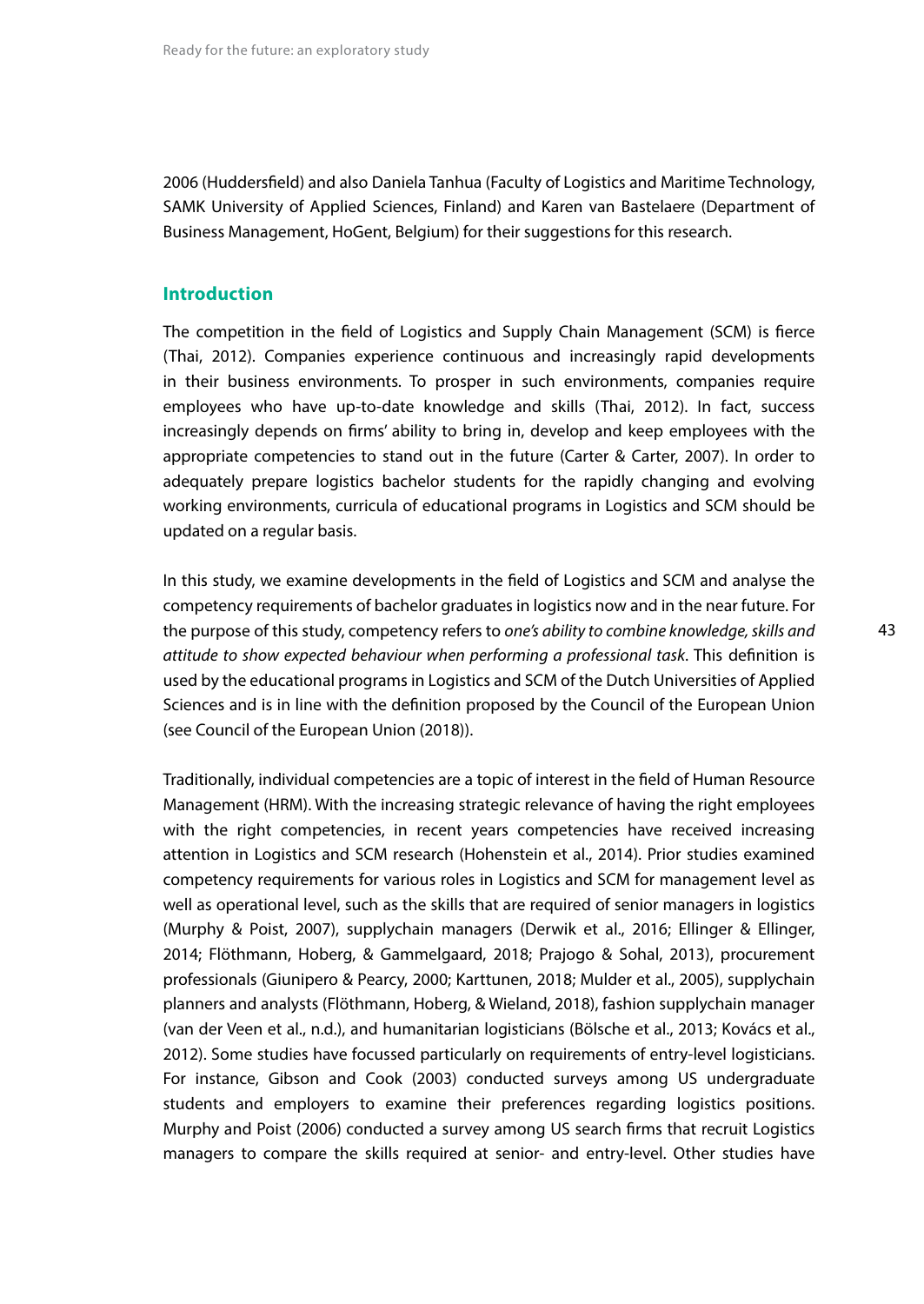2006 (Huddersfield) and also Daniela Tanhua (Faculty of Logistics and Maritime Technology, SAMK University of Applied Sciences, Finland) and Karen van Bastelaere (Department of Business Management, HoGent, Belgium) for their suggestions for this research.

## Introduction

The competition in the field of Logistics and Supply Chain Management (SCM) is fierce (Thai, 2012). Companies experience continuous and increasingly rapid developments in their business environments. To prosper in such environments, companies require employees who have up-to-date knowledge and skills (Thai, 2012). In fact, success increasingly depends on firms' ability to bring in, develop and keep employees with the appropriate competencies to stand out in the future (Carter & Carter, 2007). In order to adequately prepare logistics bachelor students for the rapidly changing and evolving working environments, curricula of educational programs in Logistics and SCM should be updated on a regular basis.

In this study, we examine developments in the field of Logistics and SCM and analyse the competency requirements of bachelor graduates in logistics now and in the near future. For the purpose of this study, competency refers to *one's ability to combine knowledge, skills and attitude to show expected behaviour when performing a professional task*. This definition is used by the educational programs in Logistics and SCM of the Dutch Universities of Applied Sciences and is in line with the definition proposed by the Council of the European Union (see Council of the European Union (2018)).

Traditionally, individual competencies are a topic of interest in the field of Human Resource Management (HRM). With the increasing strategic relevance of having the right employees with the right competencies, in recent years competencies have received increasing attention in Logistics and SCM research (Hohenstein et al., 2014). Prior studies examined competency requirements for various roles in Logistics and SCM for management level as well as operational level, such as the skills that are required of senior managers in logistics (Murphy & Poist, 2007), supplychain managers (Derwik et al., 2016; Ellinger & Ellinger, 2014; Flöthmann, Hoberg, & Gammelgaard, 2018; Prajogo & Sohal, 2013), procurement professionals (Giunipero & Pearcy, 2000; Karttunen, 2018; Mulder et al., 2005), supplychain planners and analysts (Flöthmann, Hoberg, & Wieland, 2018), fashion supplychain manager (van der Veen et al., n.d.), and humanitarian logisticians (Bölsche et al., 2013; Kovács et al., 2012). Some studies have focussed particularly on requirements of entry-level logisticians. For instance, Gibson and Cook (2003) conducted surveys among US undergraduate students and employers to examine their preferences regarding logistics positions. Murphy and Poist (2006) conducted a survey among US search firms that recruit Logistics managers to compare the skills required at senior- and entry-level. Other studies have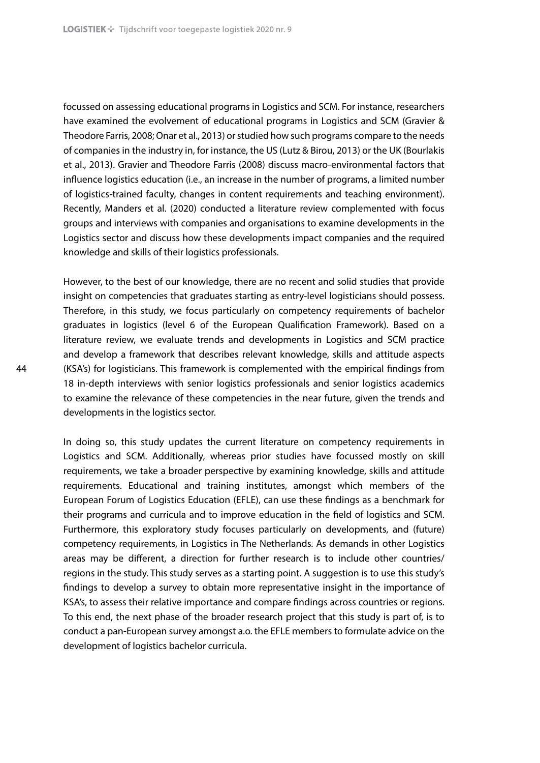focussed on assessing educational programs in Logistics and SCM. For instance, researchers have examined the evolvement of educational programs in Logistics and SCM (Gravier & Theodore Farris, 2008; Onar et al., 2013) or studied how such programs compare to the needs of companies in the industry in, for instance, the US (Lutz & Birou, 2013) or the UK (Bourlakis et al., 2013). Gravier and Theodore Farris (2008) discuss macro-environmental factors that influence logistics education (i.e., an increase in the number of programs, a limited number of logistics-trained faculty, changes in content requirements and teaching environment). Recently, Manders et al. (2020) conducted a literature review complemented with focus groups and interviews with companies and organisations to examine developments in the Logistics sector and discuss how these developments impact companies and the required knowledge and skills of their logistics professionals.

However, to the best of our knowledge, there are no recent and solid studies that provide insight on competencies that graduates starting as entry-level logisticians should possess. Therefore, in this study, we focus particularly on competency requirements of bachelor graduates in logistics (level 6 of the European Qualification Framework). Based on a literature review, we evaluate trends and developments in Logistics and SCM practice and develop a framework that describes relevant knowledge, skills and attitude aspects (KSA's) for logisticians. This framework is complemented with the empirical findings from 18 in-depth interviews with senior logistics professionals and senior logistics academics to examine the relevance of these competencies in the near future, given the trends and developments in the logistics sector.

In doing so, this study updates the current literature on competency requirements in Logistics and SCM. Additionally, whereas prior studies have focussed mostly on skill requirements, we take a broader perspective by examining knowledge, skills and attitude requirements. Educational and training institutes, amongst which members of the European Forum of Logistics Education (EFLE), can use these findings as a benchmark for their programs and curricula and to improve education in the field of logistics and SCM. Furthermore, this exploratory study focuses particularly on developments, and (future) competency requirements, in Logistics in The Netherlands. As demands in other Logistics areas may be different, a direction for further research is to include other countries/ regions in the study. This study serves as a starting point. A suggestion is to use this study's findings to develop a survey to obtain more representative insight in the importance of KSA's, to assess their relative importance and compare findings across countries or regions. To this end, the next phase of the broader research project that this study is part of, is to conduct a pan-European survey amongst a.o. the EFLE members to formulate advice on the development of logistics bachelor curricula.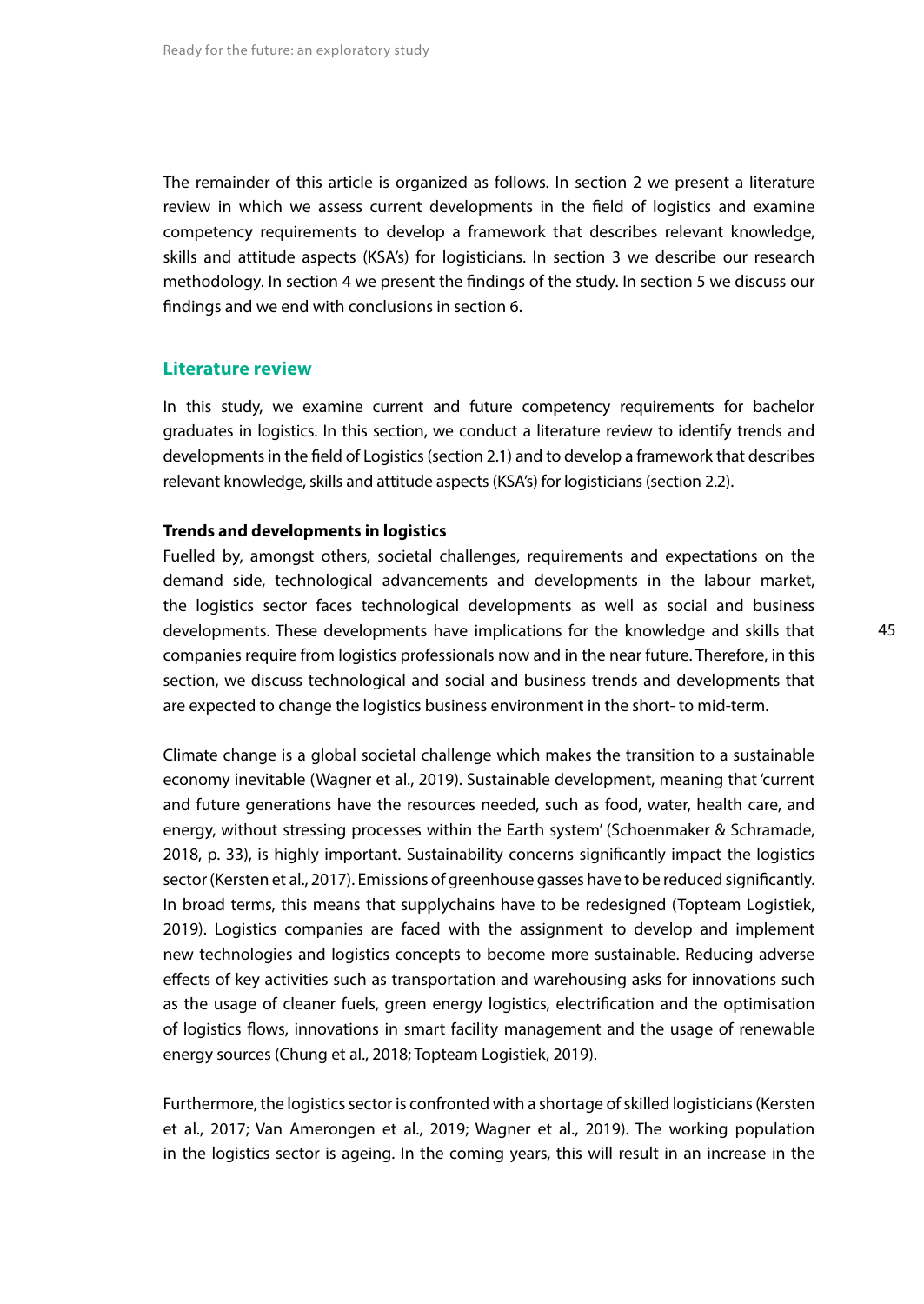The remainder of this article is organized as follows. In section 2 we present a literature review in which we assess current developments in the field of logistics and examine competency requirements to develop a framework that describes relevant knowledge, skills and attitude aspects (KSA's) for logisticians. In section 3 we describe our research methodology. In section 4 we present the findings of the study. In section 5 we discuss our findings and we end with conclusions in section 6.

## Literature review

In this study, we examine current and future competency requirements for bachelor graduates in logistics. In this section, we conduct a literature review to identify trends and developments in the field of Logistics (section 2.1) and to develop a framework that describes relevant knowledge, skills and attitude aspects (KSA's) for logisticians (section 2.2).

### Trends and developments in logistics

Fuelled by, amongst others, societal challenges, requirements and expectations on the demand side, technological advancements and developments in the labour market, the logistics sector faces technological developments as well as social and business developments. These developments have implications for the knowledge and skills that companies require from logistics professionals now and in the near future. Therefore, in this section, we discuss technological and social and business trends and developments that are expected to change the logistics business environment in the short- to mid-term.

Climate change is a global societal challenge which makes the transition to a sustainable economy inevitable (Wagner et al., 2019). Sustainable development, meaning that 'current and future generations have the resources needed, such as food, water, health care, and energy, without stressing processes within the Earth system' (Schoenmaker & Schramade, 2018, p. 33), is highly important. Sustainability concerns significantly impact the logistics sector (Kersten et al., 2017). Emissions of greenhouse gasses have to be reduced significantly. In broad terms, this means that supplychains have to be redesigned (Topteam Logistiek, 2019). Logistics companies are faced with the assignment to develop and implement new technologies and logistics concepts to become more sustainable. Reducing adverse effects of key activities such as transportation and warehousing asks for innovations such as the usage of cleaner fuels, green energy logistics, electrification and the optimisation of logistics flows, innovations in smart facility management and the usage of renewable energy sources (Chung et al., 2018; Topteam Logistiek, 2019).

Furthermore, the logistics sector is confronted with a shortage of skilled logisticians (Kersten et al., 2017; Van Amerongen et al., 2019; Wagner et al., 2019). The working population in the logistics sector is ageing. In the coming years, this will result in an increase in the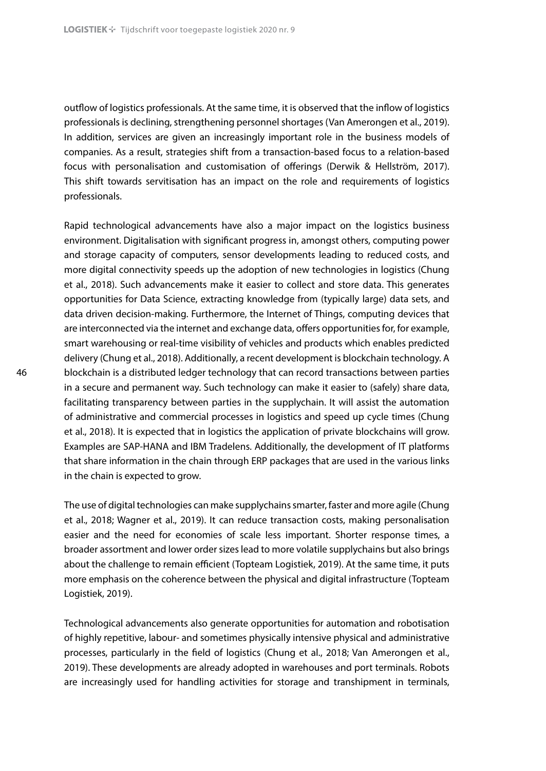outflow of logistics professionals. At the same time, it is observed that the inflow of logistics professionals is declining, strengthening personnel shortages (Van Amerongen et al., 2019). In addition, services are given an increasingly important role in the business models of companies. As a result, strategies shift from a transaction-based focus to a relation-based focus with personalisation and customisation of offerings (Derwik & Hellström, 2017). This shift towards servitisation has an impact on the role and requirements of logistics professionals.

Rapid technological advancements have also a major impact on the logistics business environment. Digitalisation with significant progress in, amongst others, computing power and storage capacity of computers, sensor developments leading to reduced costs, and more digital connectivity speeds up the adoption of new technologies in logistics (Chung et al., 2018). Such advancements make it easier to collect and store data. This generates opportunities for Data Science, extracting knowledge from (typically large) data sets, and data driven decision-making. Furthermore, the Internet of Things, computing devices that are interconnected via the internet and exchange data, offers opportunities for, for example, smart warehousing or real-time visibility of vehicles and products which enables predicted delivery (Chung et al., 2018). Additionally, a recent development is blockchain technology. A blockchain is a distributed ledger technology that can record transactions between parties in a secure and permanent way. Such technology can make it easier to (safely) share data, facilitating transparency between parties in the supplychain. It will assist the automation of administrative and commercial processes in logistics and speed up cycle times (Chung et al., 2018). It is expected that in logistics the application of private blockchains will grow. Examples are SAP-HANA and IBM Tradelens. Additionally, the development of IT platforms that share information in the chain through ERP packages that are used in the various links in the chain is expected to grow.

The use of digital technologies can make supplychains smarter, faster and more agile (Chung et al., 2018; Wagner et al., 2019). It can reduce transaction costs, making personalisation easier and the need for economies of scale less important. Shorter response times, a broader assortment and lower order sizes lead to more volatile supplychains but also brings about the challenge to remain efficient (Topteam Logistiek, 2019). At the same time, it puts more emphasis on the coherence between the physical and digital infrastructure (Topteam Logistiek, 2019).

Technological advancements also generate opportunities for automation and robotisation of highly repetitive, labour- and sometimes physically intensive physical and administrative processes, particularly in the field of logistics (Chung et al., 2018; Van Amerongen et al., 2019). These developments are already adopted in warehouses and port terminals. Robots are increasingly used for handling activities for storage and transhipment in terminals,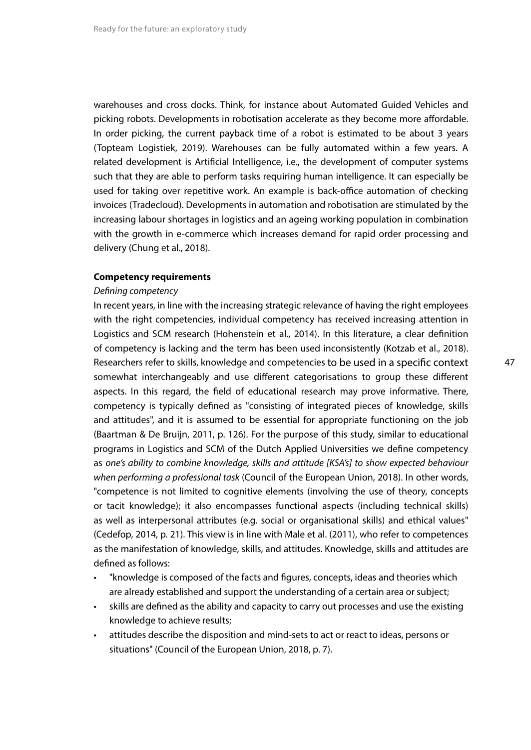warehouses and cross docks. Think, for instance about Automated Guided Vehicles and picking robots. Developments in robotisation accelerate as they become more affordable. In order picking, the current payback time of a robot is estimated to be about 3 years (Topteam Logistiek, 2019). Warehouses can be fully automated within a few years. A related development is Artificial Intelligence, i.e., the development of computer systems such that they are able to perform tasks requiring human intelligence. It can especially be used for taking over repetitive work. An example is back-office automation of checking invoices (Tradecloud). Developments in automation and robotisation are stimulated by the increasing labour shortages in logistics and an ageing working population in combination with the growth in e-commerce which increases demand for rapid order processing and delivery (Chung et al., 2018).

**Competency requirements**

*Defining competency*

In recent years, in line with the increasing strategic relevance of having the right employees with the right competencies, individual competency has received increasing attention in Logistics and SCM research (Hohenstein et al., 2014). In this literature, a clear definition of competency is lacking and the term has been used inconsistently (Kotzab et al., 2018). Researchers refer to skills, knowledge and competencies to be used in a specific context somewhat interchangeably and use different categorisations to group these different aspects. In this regard, the field of educational research may prove informative. There, competency is typically defined as "consisting of integrated pieces of knowledge, skills and attitudes", and it is assumed to be essential for appropriate functioning on the job (Baartman & De Bruijn, 2011, p. 126). For the purpose of this study, similar to educational programs in Logistics and SCM of the Dutch Applied Universities we define competency as *one's ability to combine knowledge, skills and attitude [KSA's] to show expected behaviour when performing a professional task* (Council of the European Union, 2018). In other words, "competence is not limited to cognitive elements (involving the use of theory, concepts or tacit knowledge); it also encompasses functional aspects (including technical skills) as well as interpersonal attributes (e.g. social or organisational skills) and ethical values" (Cedefop, 2014, p. 21). This view is in line with Male et al. (2011), who refer to competences as the manifestation of knowledge, skills, and attitudes. Knowledge, skills and attitudes are defined as follows:

- "knowledge is composed of the facts and figures, concepts, ideas and theories which are already established and support the understanding of a certain area or subject;
- skills are defined as the ability and capacity to carry out processes and use the existing knowledge to achieve results;
- attitudes describe the disposition and mind-sets to act or react to ideas, persons or situations" (Council of the European Union, 2018, p. 7).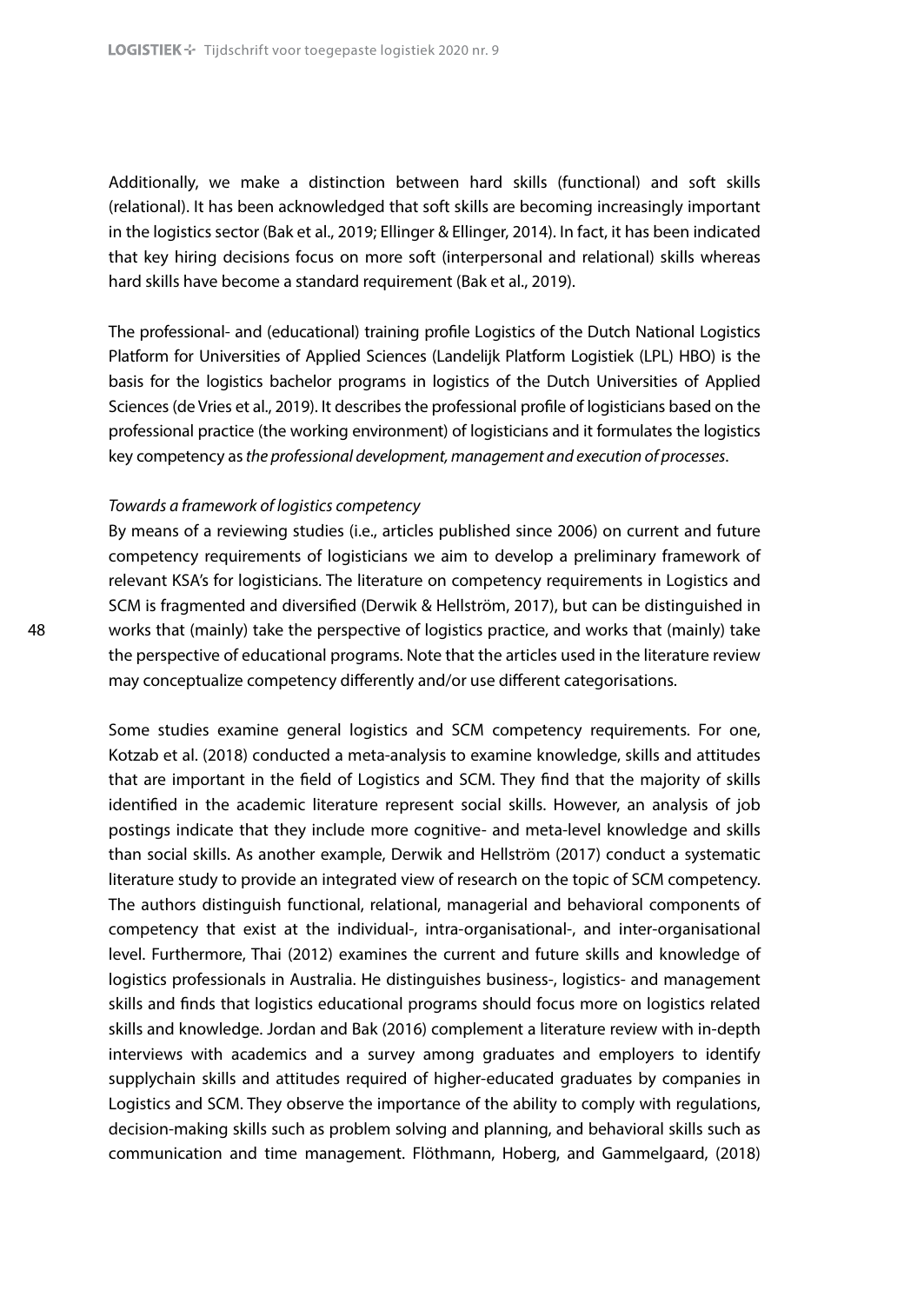Additionally, we make a distinction between hard skills (functional) and soft skills (relational). It has been acknowledged that soft skills are becoming increasingly important in the logistics sector (Bak et al., 2019; Ellinger & Ellinger, 2014). In fact, it has been indicated that key hiring decisions focus on more soft (interpersonal and relational) skills whereas hard skills have become a standard requirement (Bak et al., 2019).

The professional- and (educational) training profile Logistics of the Dutch National Logistics Platform for Universities of Applied Sciences (Landelijk Platform Logistiek (LPL) HBO) is the basis for the logistics bachelor programs in logistics of the Dutch Universities of Applied Sciences (de Vries et al., 2019). It describes the professional profile of logisticians based on the professional practice (the working environment) of logisticians and it formulates the logistics key competency as *the professional development, management and execution of processes*.

*Towards a framework of logistics competency*

By means of a reviewing studies (i.e., articles published since 2006) on current and future competency requirements of logisticians we aim to develop a preliminary framework of relevant KSA's for logisticians. The literature on competency requirements in Logistics and SCM is fragmented and diversified (Derwik & Hellström, 2017), but can be distinguished in works that (mainly) take the perspective of logistics practice, and works that (mainly) take the perspective of educational programs. Note that the articles used in the literature review may conceptualize competency differently and/or use different categorisations.

Some studies examine general logistics and SCM competency requirements. For one, Kotzab et al. (2018) conducted a meta-analysis to examine knowledge, skills and attitudes that are important in the field of Logistics and SCM. They find that the majority of skills identified in the academic literature represent social skills. However, an analysis of job postings indicate that they include more cognitive- and meta-level knowledge and skills than social skills. As another example, Derwik and Hellström (2017) conduct a systematic literature study to provide an integrated view of research on the topic of SCM competency. The authors distinguish functional, relational, managerial and behavioral components of competency that exist at the individual-, intra-organisational-, and inter-organisational level. Furthermore, Thai (2012) examines the current and future skills and knowledge of logistics professionals in Australia. He distinguishes business-, logistics- and management skills and finds that logistics educational programs should focus more on logistics related skills and knowledge. Jordan and Bak (2016) complement a literature review with in-depth interviews with academics and a survey among graduates and employers to identify supplychain skills and attitudes required of higher-educated graduates by companies in Logistics and SCM. They observe the importance of the ability to comply with regulations, decision-making skills such as problem solving and planning, and behavioral skills such as communication and time management. Flöthmann, Hoberg, and Gammelgaard, (2018)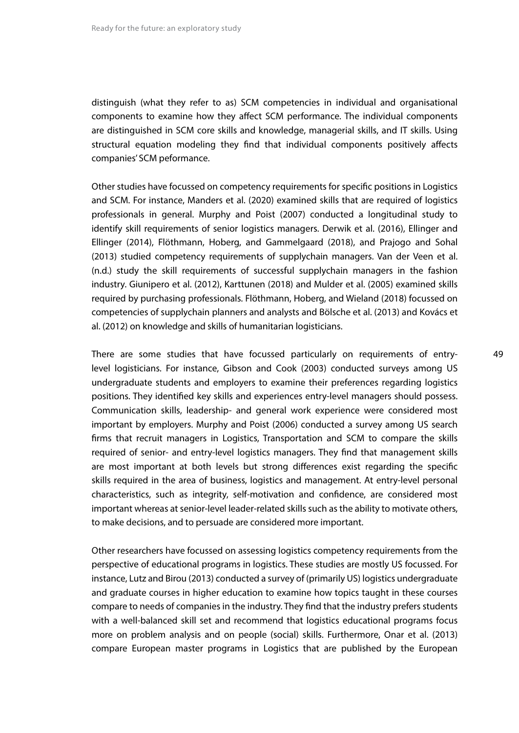distinguish (what they refer to as) SCM competencies in individual and organisational components to examine how they affect SCM performance. The individual components are distinguished in SCM core skills and knowledge, managerial skills, and IT skills. Using structural equation modeling they find that individual components positively affects companies' SCM peformance.

Other studies have focussed on competency requirements for specific positions in Logistics and SCM. For instance, Manders et al. (2020) examined skills that are required of logistics professionals in general. Murphy and Poist (2007) conducted a longitudinal study to identify skill requirements of senior logistics managers. Derwik et al. (2016), Ellinger and Ellinger (2014), Flöthmann, Hoberg, and Gammelgaard (2018), and Prajogo and Sohal (2013) studied competency requirements of supplychain managers. Van der Veen et al. (n.d.) study the skill requirements of successful supplychain managers in the fashion industry. Giunipero et al. (2012), Karttunen (2018) and Mulder et al. (2005) examined skills required by purchasing professionals. Flöthmann, Hoberg, and Wieland (2018) focussed on competencies of supplychain planners and analysts and Bölsche et al. (2013) and Kovács et al. (2012) on knowledge and skills of humanitarian logisticians.

There are some studies that have focussed particularly on requirements of entry-level logisticians. For instance, Gibson and Cook (2003) conducted surveys among US undergraduate students and employers to examine their preferences regarding logistics positions. They identified key skills and experiences entry-level managers should possess. Communication skills, leadership- and general work experience were considered most important by employers. Murphy and Poist (2006) conducted a survey among US search firms that recruit managers in Logistics, Transportation and SCM to compare the skills required of senior- and entry-level logistics managers. They find that management skills are most important at both levels but strong differences exist regarding the specific skills required in the area of business, logistics and management. At entry-level personal characteristics, such as integrity, self-motivation and confidence, are considered most important whereas at senior-level leader-related skills such as the ability to motivate others, to make decisions, and to persuade are considered more important.

Other researchers have focussed on assessing logistics competency requirements from the perspective of educational programs in logistics. These studies are mostly US focussed. For instance, Lutz and Birou (2013) conducted a survey of (primarily US) logistics undergraduate and graduate courses in higher education to examine how topics taught in these courses compare to needs of companies in the industry. They find that the industry prefers students with a well-balanced skill set and recommend that logistics educational programs focus more on problem analysis and on people (social) skills. Furthermore, Onar et al. (2013) compare European master programs in Logistics that are published by the European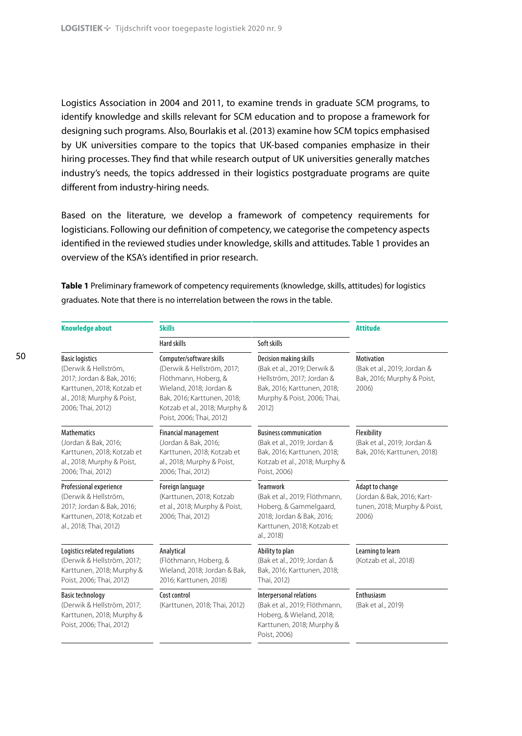Logistics Association in 2004 and 2011, to examine trends in graduate SCM programs, to identify knowledge and skills relevant for SCM education and to propose a framework for designing such programs. Also, Bourlakis et al. (2013) examine how SCM topics emphasised by UK universities compare to the topics that UK-based companies emphasize in their hiring processes. They find that while research output of UK universities generally matches industry's needs, the topics addressed in their logistics postgraduate programs are quite different from industry-hiring needs.

Based on the literature, we develop a framework of competency requirements for logisticians. Following our definition of competency, we categorise the competency aspects identified in the reviewed studies under knowledge, skills and attitudes. Table 1 provides an overview of the KSA's identified in prior research.

**Table 1** Preliminary framework of competency requirements (knowledge, skills, attitudes) for logistics graduates. Note that there is no interrelation between the rows in the table.

| Knowledge about | Skills | | Attitude |
|---|---|---|---|
| | Hard skills | Soft skills | |
| Basic logistics (Derwik & Hellström, 2017; Jordan & Bak, 2016; Karttunen, 2018; Kotzab et al., 2018; Murphy & Poist, 2006; Thai, 2012) | Computer/software skills (Derwik & Hellström, 2017; Flöthmann, Hoberg, & Wieland, 2018; Jordan & Bak, 2016; Karttunen, 2018; Kotzab et al., 2018; Murphy & Poist, 2006; Thai, 2012) | Decision making skills (Bak et al., 2019; Derwik & Hellström, 2017; Jordan & Bak, 2016; Karttunen, 2018; Murphy & Poist, 2006; Thai, 2012) | Motivation (Bak et al., 2019; Jordan & Bak, 2016; Murphy & Poist, 2006) |
| Mathematics (Jordan & Bak, 2016; Karttunen, 2018; Kotzab et al., 2018; Murphy & Poist, 2006; Thai, 2012) | Financial management (Jordan & Bak, 2016; Karttunen, 2018; Kotzab et al., 2018; Murphy & Poist, 2006; Thai, 2012) | Business communication (Bak et al., 2019; Jordan & Bak, 2016; Karttunen, 2018; Kotzab et al., 2018; Murphy & Poist, 2006) | Flexibility (Bak et al., 2019; Jordan & Bak, 2016; Karttunen, 2018) |
| Professional experience (Derwik & Hellström, 2017; Jordan & Bak, 2016; Karttunen, 2018; Kotzab et al., 2018; Thai, 2012) | Foreign language (Karttunen, 2018; Kotzab et al., 2018; Murphy & Poist, 2006; Thai, 2012) | Teamwork (Bak et al., 2019; Flöthmann, Hoberg, & Gammelgaard, 2018; Jordan & Bak, 2016; Karttunen, 2018; Kotzab et al., 2018) | Adapt to change (Jordan & Bak, 2016; Karttunen, 2018; Murphy & Poist, 2006) |
| Logistics related regulations (Derwik & Hellström, 2017; Karttunen, 2018; Murphy & Poist, 2006; Thai, 2012) | Analytical (Flöthmann, Hoberg, & Wieland, 2018; Jordan & Bak, 2016; Karttunen, 2018) | Ability to plan (Bak et al., 2019; Jordan & Bak, 2016; Karttunen, 2018; Thai, 2012) | Learning to learn (Kotzab et al., 2018) |
| Basic technology (Derwik & Hellström, 2017; Karttunen, 2018; Murphy & Poist, 2006; Thai, 2012) | Cost control (Karttunen, 2018; Thai, 2012) | Interpersonal relations (Bak et al., 2019; Flöthmann, Hoberg, & Wieland, 2018; Karttunen, 2018; Murphy & Poist, 2006) | Enthusiasm (Bak et al., 2019) |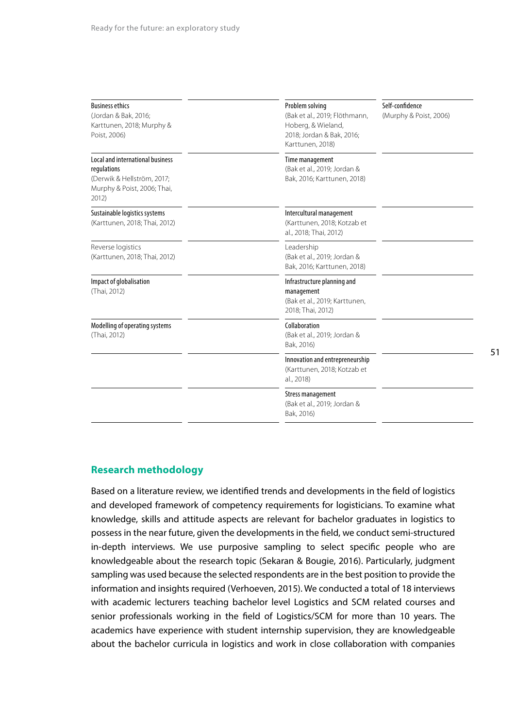| | | | |
|---|---|---|---|
| Business ethics (Jordan & Bak, 2016; Karttunen, 2018; Murphy & Poist, 2006) | | Problem solving (Bak et al., 2019; Flöthmann, Hoberg, & Wieland, 2018; Jordan & Bak, 2016; Karttunen, 2018) | Self-confidence (Murphy & Poist, 2006) |
| Local and international business regulations (Derwik & Hellström, 2017; Murphy & Poist, 2006; Thai, 2012) | | Time management (Bak et al., 2019; Jordan & Bak, 2016; Karttunen, 2018) | |
| Sustainable logistics systems (Karttunen, 2018; Thai, 2012) | | Intercultural management (Karttunen, 2018; Kotzab et al., 2018; Thai, 2012) | |
| Reverse logistics (Karttunen, 2018; Thai, 2012) | | Leadership (Bak et al., 2019; Jordan & Bak, 2016; Karttunen, 2018) | |
| Impact of globalisation (Thai, 2012) | | Infrastructure planning and management (Bak et al., 2019; Karttunen, 2018; Thai, 2012) | |
| Modelling of operating systems (Thai, 2012) | | Collaboration (Bak et al., 2019; Jordan & Bak, 2016) | |
| | | Innovation and entrepreneurship (Karttunen, 2018; Kotzab et al., 2018) | |
| | | Stress management (Bak et al., 2019; Jordan & Bak, 2016) | |

## Research methodology

Based on a literature review, we identified trends and developments in the field of logistics and developed framework of competency requirements for logisticians. To examine what knowledge, skills and attitude aspects are relevant for bachelor graduates in logistics to possess in the near future, given the developments in the field, we conduct semi-structured in-depth interviews. We use purposive sampling to select specific people who are knowledgeable about the research topic (Sekaran & Bougie, 2016). Particularly, judgment sampling was used because the selected respondents are in the best position to provide the information and insights required (Verhoeven, 2015). We conducted a total of 18 interviews with academic lecturers teaching bachelor level Logistics and SCM related courses and senior professionals working in the field of Logistics/SCM for more than 10 years. The academics have experience with student internship supervision, they are knowledgeable about the bachelor curricula in logistics and work in close collaboration with companies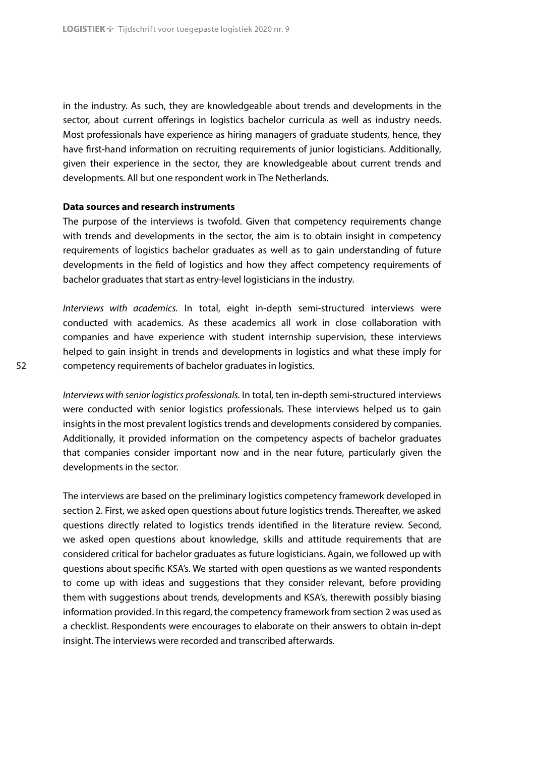in the industry. As such, they are knowledgeable about trends and developments in the sector, about current offerings in logistics bachelor curricula as well as industry needs. Most professionals have experience as hiring managers of graduate students, hence, they have first-hand information on recruiting requirements of junior logisticians. Additionally, given their experience in the sector, they are knowledgeable about current trends and developments. All but one respondent work in The Netherlands.

**Data sources and research instruments**

The purpose of the interviews is twofold. Given that competency requirements change with trends and developments in the sector, the aim is to obtain insight in competency requirements of logistics bachelor graduates as well as to gain understanding of future developments in the field of logistics and how they affect competency requirements of bachelor graduates that start as entry-level logisticians in the industry.

*Interviews with academics.* In total, eight in-depth semi-structured interviews were conducted with academics. As these academics all work in close collaboration with companies and have experience with student internship supervision, these interviews helped to gain insight in trends and developments in logistics and what these imply for competency requirements of bachelor graduates in logistics.

*Interviews with senior logistics professionals.* In total, ten in-depth semi-structured interviews were conducted with senior logistics professionals. These interviews helped us to gain insights in the most prevalent logistics trends and developments considered by companies. Additionally, it provided information on the competency aspects of bachelor graduates that companies consider important now and in the near future, particularly given the developments in the sector.

The interviews are based on the preliminary logistics competency framework developed in section 2. First, we asked open questions about future logistics trends. Thereafter, we asked questions directly related to logistics trends identified in the literature review. Second, we asked open questions about knowledge, skills and attitude requirements that are considered critical for bachelor graduates as future logisticians. Again, we followed up with questions about specific KSA's. We started with open questions as we wanted respondents to come up with ideas and suggestions that they consider relevant, before providing them with suggestions about trends, developments and KSA's, therewith possibly biasing information provided. In this regard, the competency framework from section 2 was used as a checklist. Respondents were encourages to elaborate on their answers to obtain in-dept insight. The interviews were recorded and transcribed afterwards.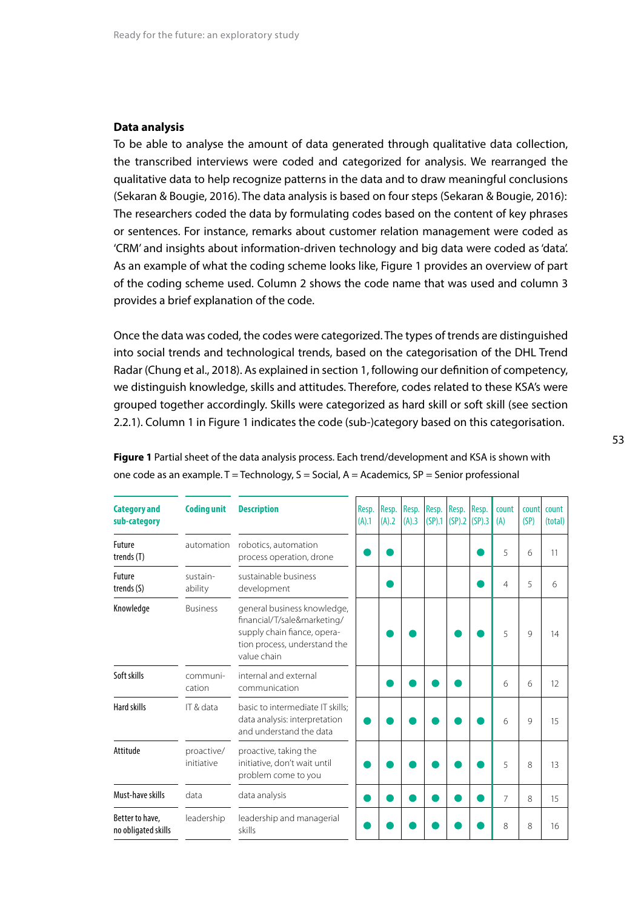## Data analysis

To be able to analyse the amount of data generated through qualitative data collection, the transcribed interviews were coded and categorized for analysis. We rearranged the qualitative data to help recognize patterns in the data and to draw meaningful conclusions (Sekaran & Bougie, 2016). The data analysis is based on four steps (Sekaran & Bougie, 2016): The researchers coded the data by formulating codes based on the content of key phrases or sentences. For instance, remarks about customer relation management were coded as 'CRM' and insights about information-driven technology and big data were coded as 'data'. As an example of what the coding scheme looks like, Figure 1 provides an overview of part of the coding scheme used. Column 2 shows the code name that was used and column 3 provides a brief explanation of the code.

Once the data was coded, the codes were categorized. The types of trends are distinguished into social trends and technological trends, based on the categorisation of the DHL Trend Radar (Chung et al., 2018). As explained in section 1, following our definition of competency, we distinguish knowledge, skills and attitudes. Therefore, codes related to these KSA's were grouped together accordingly. Skills were categorized as hard skill or soft skill (see section 2.2.1). Column 1 in Figure 1 indicates the code (sub-)category based on this categorisation.

**Figure 1** Partial sheet of the data analysis process. Each trend/development and KSA is shown with one code as an example. T = Technology, S = Social, A = Academics, SP = Senior professional

| Category and sub-category | Coding unit | Description | Resp. (A).1 | Resp. (A).2 | Resp. (A).3 | Resp. (SP).1 | Resp. (SP).2 | Resp. (SP).3 | count (A) | count (SP) | count (total) |
|---|---|---|---|---|---|---|---|---|---|---|---|
| Future trends (T) | automation | robotics, automation process operation, drone | ● | ● | | | | ● | 5 | 6 | 11 |
| Future trends (S) | sustain-ability | sustainable business development | | ● | | | | ● | 4 | 5 | 6 |
| Knowledge | Business | general business knowledge, financial/T/sale&marketing/ supply chain fiance, operation process, understand the value chain | | ● | ● | | ● | ● | 5 | 9 | 14 |
| Soft skills | communi-cation | internal and external communication | | ● | ● | ● | ● | | 6 | 6 | 12 |
| Hard skills | IT & data | basic to intermediate IT skills; data analysis: interpretation and understand the data | ● | ● | ● | ● | ● | ● | 6 | 9 | 15 |
| Attitude | proactive/ initiative | proactive, taking the initiative, don't wait until problem come to you | ● | ● | ● | ● | ● | ● | 5 | 8 | 13 |
| Must-have skills | data | data analysis | ● | ● | ● | ● | ● | ● | 7 | 8 | 15 |
| Better to have, no obligated skills | leadership | leadership and managerial skills | ● | ● | ● | ● | ● | ● | 8 | 8 | 16 |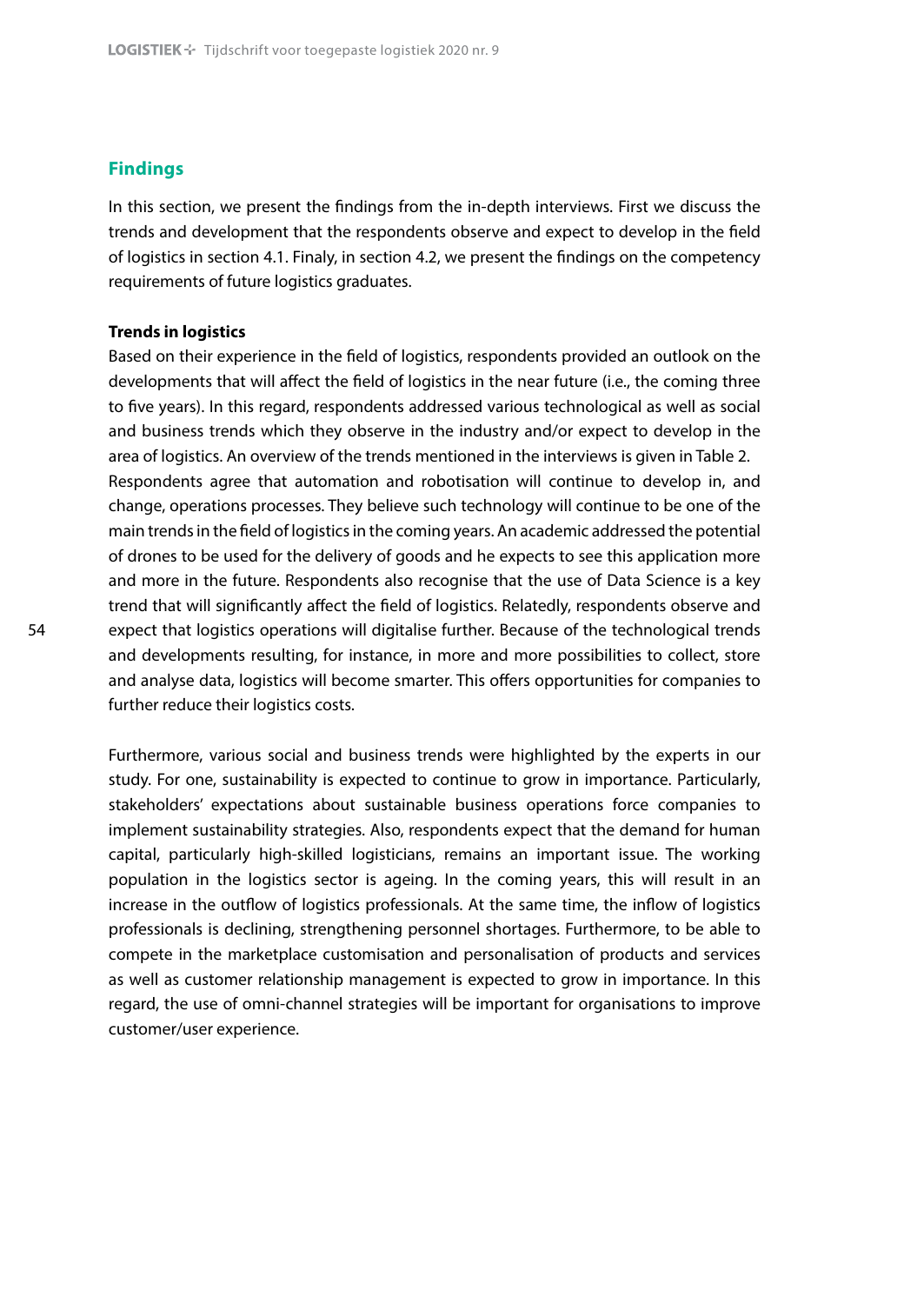## Findings

In this section, we present the findings from the in-depth interviews. First we discuss the trends and development that the respondents observe and expect to develop in the field of logistics in section 4.1. Finaly, in section 4.2, we present the findings on the competency requirements of future logistics graduates.

### Trends in logistics

Based on their experience in the field of logistics, respondents provided an outlook on the developments that will affect the field of logistics in the near future (i.e., the coming three to five years). In this regard, respondents addressed various technological as well as social and business trends which they observe in the industry and/or expect to develop in the area of logistics. An overview of the trends mentioned in the interviews is given in Table 2.
Respondents agree that automation and robotisation will continue to develop in, and change, operations processes. They believe such technology will continue to be one of the main trends in the field of logistics in the coming years. An academic addressed the potential of drones to be used for the delivery of goods and he expects to see this application more and more in the future. Respondents also recognise that the use of Data Science is a key trend that will significantly affect the field of logistics. Relatedly, respondents observe and expect that logistics operations will digitalise further. Because of the technological trends and developments resulting, for instance, in more and more possibilities to collect, store and analyse data, logistics will become smarter. This offers opportunities for companies to further reduce their logistics costs.

Furthermore, various social and business trends were highlighted by the experts in our study. For one, sustainability is expected to continue to grow in importance. Particularly, stakeholders' expectations about sustainable business operations force companies to implement sustainability strategies. Also, respondents expect that the demand for human capital, particularly high-skilled logisticians, remains an important issue. The working population in the logistics sector is ageing. In the coming years, this will result in an increase in the outflow of logistics professionals. At the same time, the inflow of logistics professionals is declining, strengthening personnel shortages. Furthermore, to be able to compete in the marketplace customisation and personalisation of products and services as well as customer relationship management is expected to grow in importance. In this regard, the use of omni-channel strategies will be important for organisations to improve customer/user experience.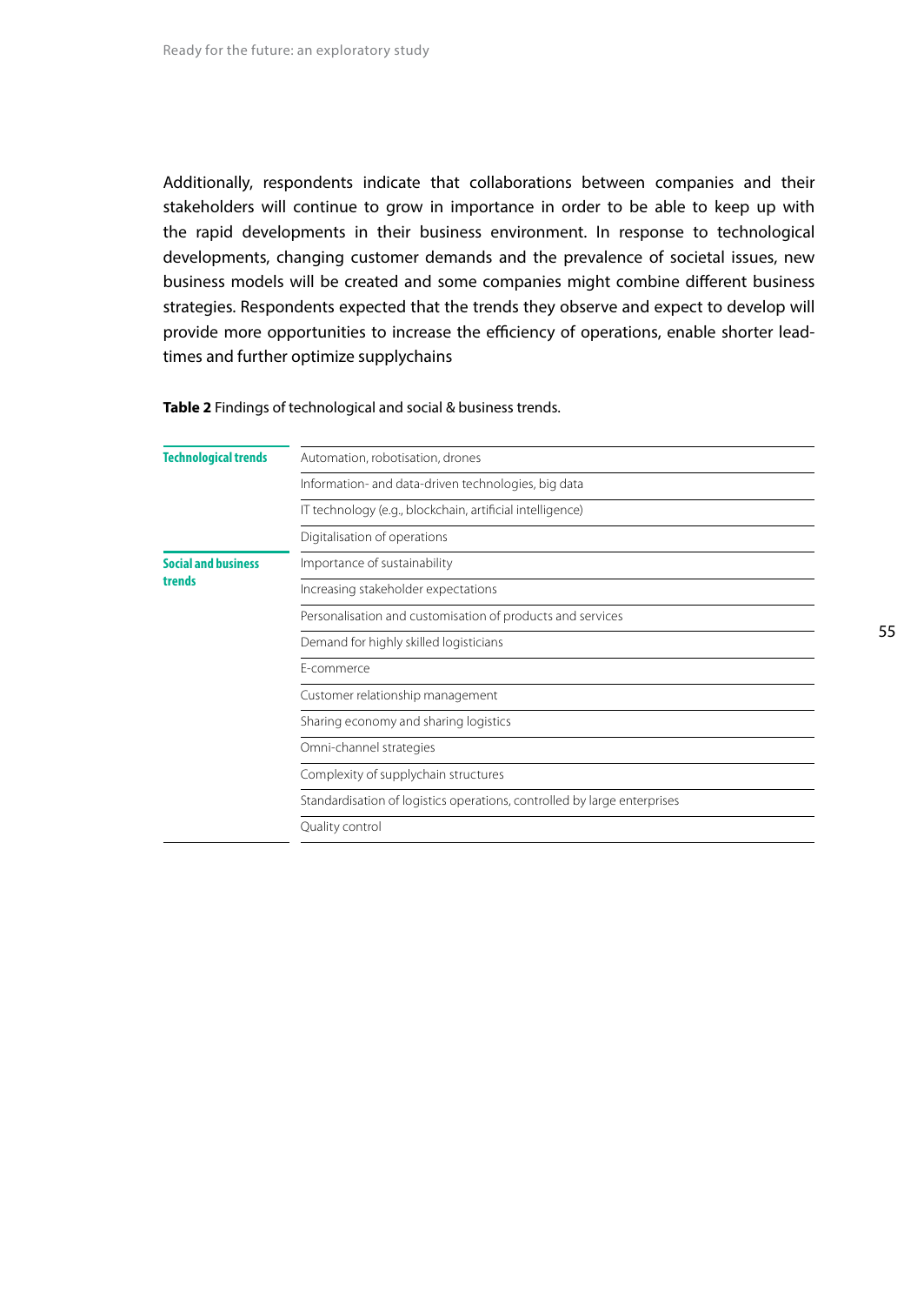Additionally, respondents indicate that collaborations between companies and their stakeholders will continue to grow in importance in order to be able to keep up with the rapid developments in their business environment. In response to technological developments, changing customer demands and the prevalence of societal issues, new business models will be created and some companies might combine different business strategies. Respondents expected that the trends they observe and expect to develop will provide more opportunities to increase the efficiency of operations, enable shorter lead-times and further optimize supplychains

**Table 2** Findings of technological and social & business trends.

| | |
|---|---|
| **Technological trends** | Automation, robotisation, drones |
| | Information- and data-driven technologies, big data |
| | IT technology (e.g., blockchain, artificial intelligence) |
| | Digitalisation of operations |
| **Social and business trends** | Importance of sustainability |
| | Increasing stakeholder expectations |
| | Personalisation and customisation of products and services |
| | Demand for highly skilled logisticians |
| | E-commerce |
| | Customer relationship management |
| | Sharing economy and sharing logistics |
| | Omni-channel strategies |
| | Complexity of supplychain structures |
| | Standardisation of logistics operations, controlled by large enterprises |
| | Quality control |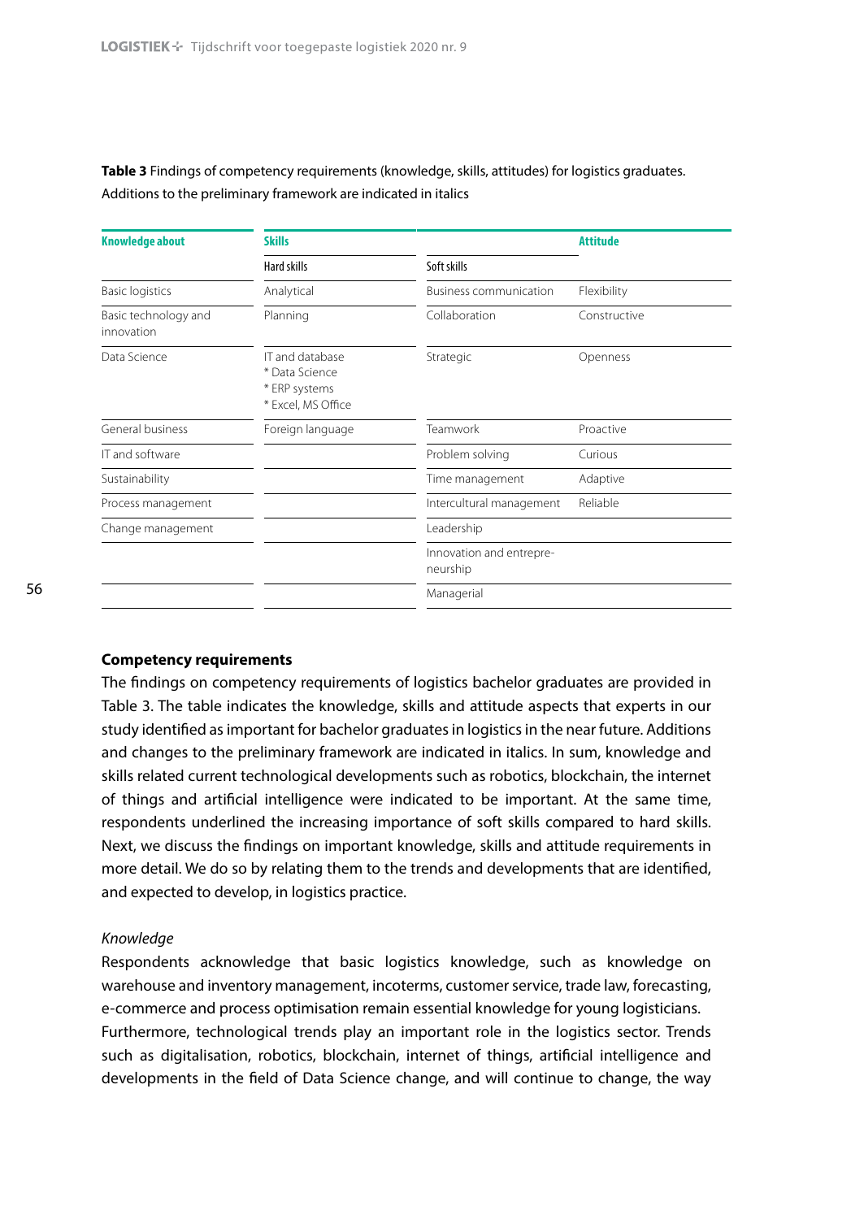**Table 3** Findings of competency requirements (knowledge, skills, attitudes) for logistics graduates. Additions to the preliminary framework are indicated in italics

| Knowledge about | Skills | | Attitude |
|---|---|---|---|
| | Hard skills | Soft skills | |
| Basic logistics | Analytical | Business communication | Flexibility |
| Basic technology and innovation | Planning | Collaboration | Constructive |
| Data Science | IT and database<br>* Data Science<br>* ERP systems<br>* Excel, MS Office | Strategic | Openness |
| General business | Foreign language | Teamwork | Proactive |
| IT and software | | Problem solving | Curious |
| Sustainability | | Time management | Adaptive |
| Process management | | Intercultural management | Reliable |
| Change management | | Leadership | |
| | | Innovation and entrepreneurship | |
| | | Managerial | |

**Competency requirements**

The findings on competency requirements of logistics bachelor graduates are provided in Table 3. The table indicates the knowledge, skills and attitude aspects that experts in our study identified as important for bachelor graduates in logistics in the near future. Additions and changes to the preliminary framework are indicated in italics. In sum, knowledge and skills related current technological developments such as robotics, blockchain, the internet of things and artificial intelligence were indicated to be important. At the same time, respondents underlined the increasing importance of soft skills compared to hard skills. Next, we discuss the findings on important knowledge, skills and attitude requirements in more detail. We do so by relating them to the trends and developments that are identified, and expected to develop, in logistics practice.

*Knowledge*

Respondents acknowledge that basic logistics knowledge, such as knowledge on warehouse and inventory management, incoterms, customer service, trade law, forecasting, e-commerce and process optimisation remain essential knowledge for young logisticians. Furthermore, technological trends play an important role in the logistics sector. Trends such as digitalisation, robotics, blockchain, internet of things, artificial intelligence and developments in the field of Data Science change, and will continue to change, the way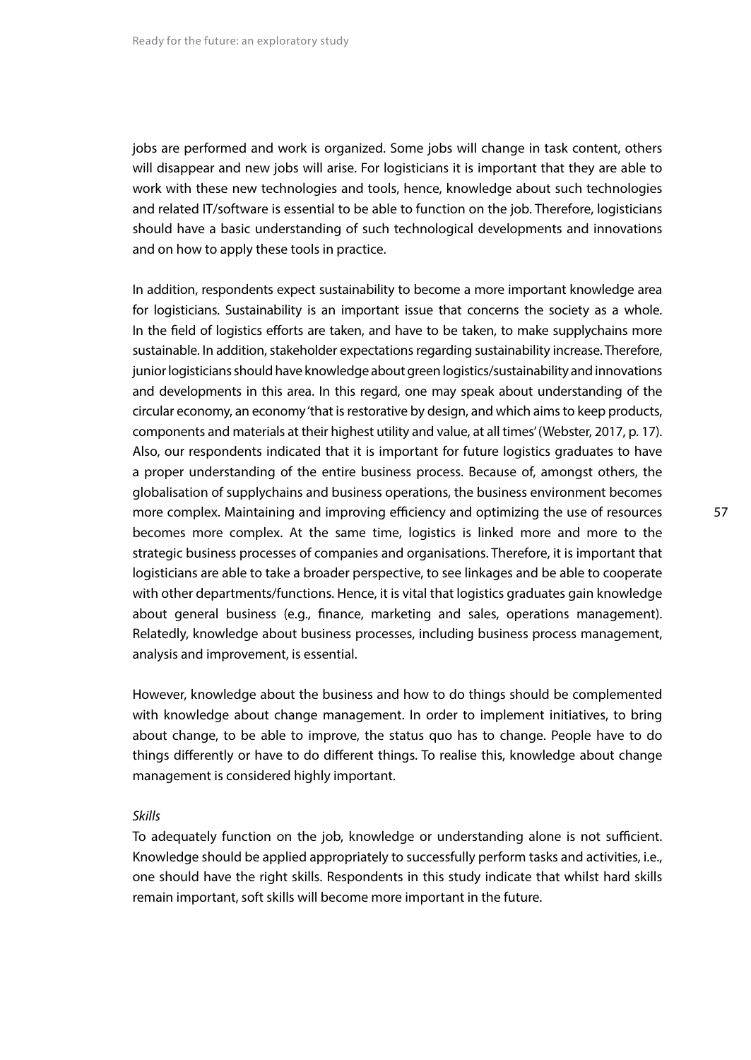jobs are performed and work is organized. Some jobs will change in task content, others will disappear and new jobs will arise. For logisticians it is important that they are able to work with these new technologies and tools, hence, knowledge about such technologies and related IT/software is essential to be able to function on the job. Therefore, logisticians should have a basic understanding of such technological developments and innovations and on how to apply these tools in practice.

In addition, respondents expect sustainability to become a more important knowledge area for logisticians. Sustainability is an important issue that concerns the society as a whole. In the field of logistics efforts are taken, and have to be taken, to make supplychains more sustainable. In addition, stakeholder expectations regarding sustainability increase. Therefore, junior logisticians should have knowledge about green logistics/sustainability and innovations and developments in this area. In this regard, one may speak about understanding of the circular economy, an economy 'that is restorative by design, and which aims to keep products, components and materials at their highest utility and value, at all times' (Webster, 2017, p. 17). Also, our respondents indicated that it is important for future logistics graduates to have a proper understanding of the entire business process. Because of, amongst others, the globalisation of supplychains and business operations, the business environment becomes more complex. Maintaining and improving efficiency and optimizing the use of resources becomes more complex. At the same time, logistics is linked more and more to the strategic business processes of companies and organisations. Therefore, it is important that logisticians are able to take a broader perspective, to see linkages and be able to cooperate with other departments/functions. Hence, it is vital that logistics graduates gain knowledge about general business (e.g., finance, marketing and sales, operations management). Relatedly, knowledge about business processes, including business process management, analysis and improvement, is essential.

However, knowledge about the business and how to do things should be complemented with knowledge about change management. In order to implement initiatives, to bring about change, to be able to improve, the status quo has to change. People have to do things differently or have to do different things. To realise this, knowledge about change management is considered highly important.

*Skills*

To adequately function on the job, knowledge or understanding alone is not sufficient. Knowledge should be applied appropriately to successfully perform tasks and activities, i.e., one should have the right skills. Respondents in this study indicate that whilst hard skills remain important, soft skills will become more important in the future.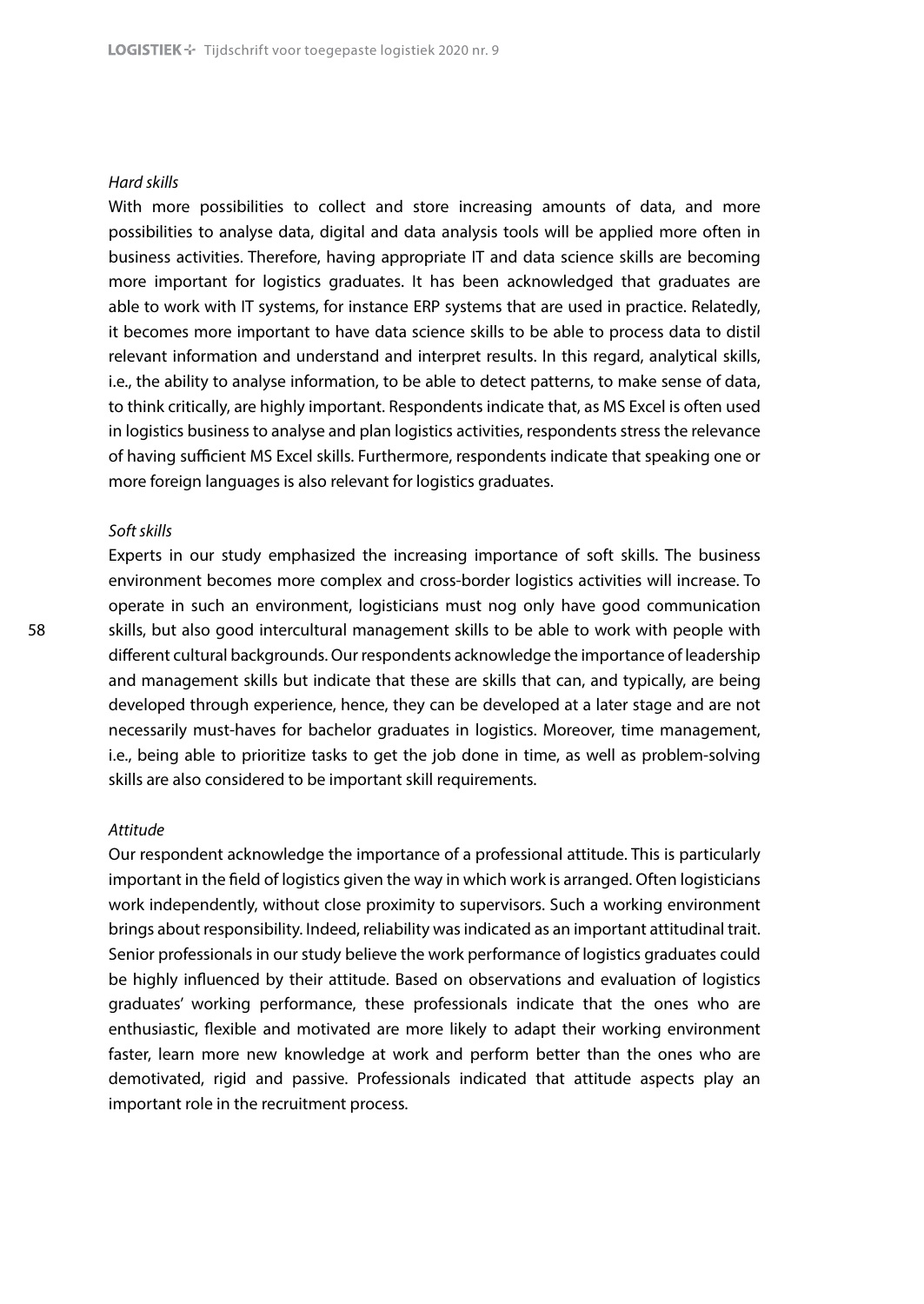*Hard skills*

With more possibilities to collect and store increasing amounts of data, and more possibilities to analyse data, digital and data analysis tools will be applied more often in business activities. Therefore, having appropriate IT and data science skills are becoming more important for logistics graduates. It has been acknowledged that graduates are able to work with IT systems, for instance ERP systems that are used in practice. Relatedly, it becomes more important to have data science skills to be able to process data to distil relevant information and understand and interpret results. In this regard, analytical skills, i.e., the ability to analyse information, to be able to detect patterns, to make sense of data, to think critically, are highly important. Respondents indicate that, as MS Excel is often used in logistics business to analyse and plan logistics activities, respondents stress the relevance of having sufficient MS Excel skills. Furthermore, respondents indicate that speaking one or more foreign languages is also relevant for logistics graduates.

*Soft skills*

Experts in our study emphasized the increasing importance of soft skills. The business environment becomes more complex and cross-border logistics activities will increase. To operate in such an environment, logisticians must nog only have good communication skills, but also good intercultural management skills to be able to work with people with different cultural backgrounds. Our respondents acknowledge the importance of leadership and management skills but indicate that these are skills that can, and typically, are being developed through experience, hence, they can be developed at a later stage and are not necessarily must-haves for bachelor graduates in logistics. Moreover, time management, i.e., being able to prioritize tasks to get the job done in time, as well as problem-solving skills are also considered to be important skill requirements.

*Attitude*

Our respondent acknowledge the importance of a professional attitude. This is particularly important in the field of logistics given the way in which work is arranged. Often logisticians work independently, without close proximity to supervisors. Such a working environment brings about responsibility. Indeed, reliability was indicated as an important attitudinal trait. Senior professionals in our study believe the work performance of logistics graduates could be highly influenced by their attitude. Based on observations and evaluation of logistics graduates' working performance, these professionals indicate that the ones who are enthusiastic, flexible and motivated are more likely to adapt their working environment faster, learn more new knowledge at work and perform better than the ones who are demotivated, rigid and passive. Professionals indicated that attitude aspects play an important role in the recruitment process.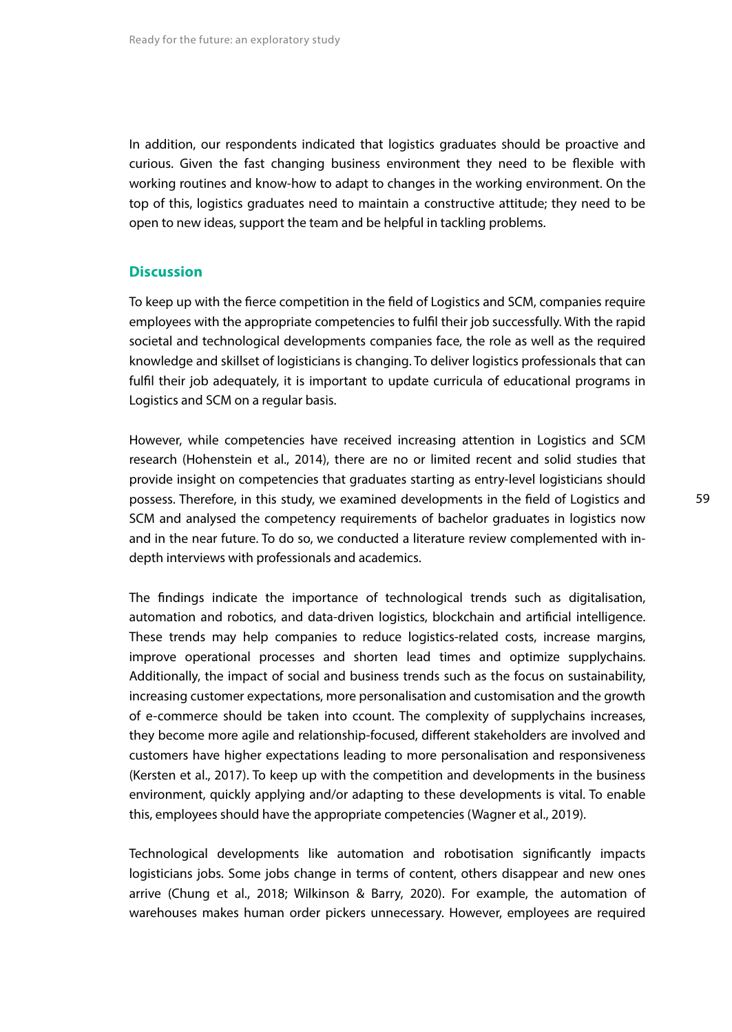In addition, our respondents indicated that logistics graduates should be proactive and curious. Given the fast changing business environment they need to be flexible with working routines and know-how to adapt to changes in the working environment. On the top of this, logistics graduates need to maintain a constructive attitude; they need to be open to new ideas, support the team and be helpful in tackling problems.

## Discussion

To keep up with the fierce competition in the field of Logistics and SCM, companies require employees with the appropriate competencies to fulfil their job successfully. With the rapid societal and technological developments companies face, the role as well as the required knowledge and skillset of logisticians is changing. To deliver logistics professionals that can fulfil their job adequately, it is important to update curricula of educational programs in Logistics and SCM on a regular basis.

However, while competencies have received increasing attention in Logistics and SCM research (Hohenstein et al., 2014), there are no or limited recent and solid studies that provide insight on competencies that graduates starting as entry-level logisticians should possess. Therefore, in this study, we examined developments in the field of Logistics and SCM and analysed the competency requirements of bachelor graduates in logistics now and in the near future. To do so, we conducted a literature review complemented with in-depth interviews with professionals and academics.

The findings indicate the importance of technological trends such as digitalisation, automation and robotics, and data-driven logistics, blockchain and artificial intelligence. These trends may help companies to reduce logistics-related costs, increase margins, improve operational processes and shorten lead times and optimize supplychains. Additionally, the impact of social and business trends such as the focus on sustainability, increasing customer expectations, more personalisation and customisation and the growth of e-commerce should be taken into ccount. The complexity of supplychains increases, they become more agile and relationship-focused, different stakeholders are involved and customers have higher expectations leading to more personalisation and responsiveness (Kersten et al., 2017). To keep up with the competition and developments in the business environment, quickly applying and/or adapting to these developments is vital. To enable this, employees should have the appropriate competencies (Wagner et al., 2019).

Technological developments like automation and robotisation significantly impacts logisticians jobs. Some jobs change in terms of content, others disappear and new ones arrive (Chung et al., 2018; Wilkinson & Barry, 2020). For example, the automation of warehouses makes human order pickers unnecessary. However, employees are required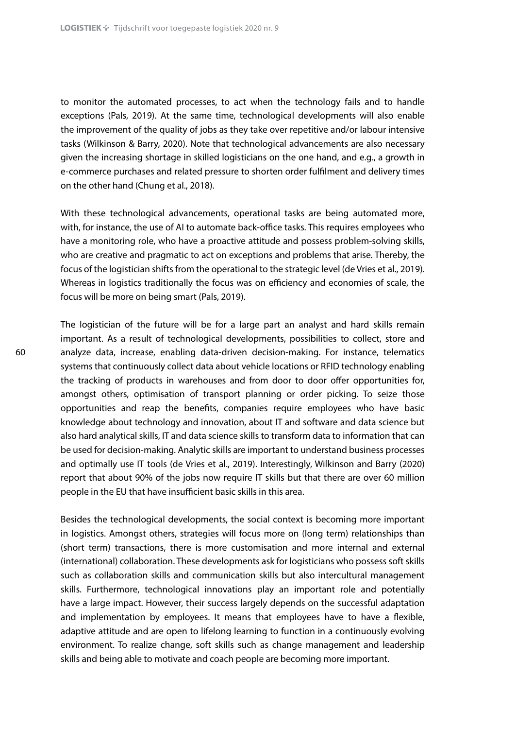to monitor the automated processes, to act when the technology fails and to handle exceptions (Pals, 2019). At the same time, technological developments will also enable the improvement of the quality of jobs as they take over repetitive and/or labour intensive tasks (Wilkinson & Barry, 2020). Note that technological advancements are also necessary given the increasing shortage in skilled logisticians on the one hand, and e.g., a growth in e-commerce purchases and related pressure to shorten order fulfilment and delivery times on the other hand (Chung et al., 2018).

With these technological advancements, operational tasks are being automated more, with, for instance, the use of AI to automate back-office tasks. This requires employees who have a monitoring role, who have a proactive attitude and possess problem-solving skills, who are creative and pragmatic to act on exceptions and problems that arise. Thereby, the focus of the logistician shifts from the operational to the strategic level (de Vries et al., 2019). Whereas in logistics traditionally the focus was on efficiency and economies of scale, the focus will be more on being smart (Pals, 2019).

The logistician of the future will be for a large part an analyst and hard skills remain important. As a result of technological developments, possibilities to collect, store and analyze data, increase, enabling data-driven decision-making. For instance, telematics systems that continuously collect data about vehicle locations or RFID technology enabling the tracking of products in warehouses and from door to door offer opportunities for, amongst others, optimisation of transport planning or order picking. To seize those opportunities and reap the benefits, companies require employees who have basic knowledge about technology and innovation, about IT and software and data science but also hard analytical skills, IT and data science skills to transform data to information that can be used for decision-making. Analytic skills are important to understand business processes and optimally use IT tools (de Vries et al., 2019). Interestingly, Wilkinson and Barry (2020) report that about 90% of the jobs now require IT skills but that there are over 60 million people in the EU that have insufficient basic skills in this area.

Besides the technological developments, the social context is becoming more important in logistics. Amongst others, strategies will focus more on (long term) relationships than (short term) transactions, there is more customisation and more internal and external (international) collaboration. These developments ask for logisticians who possess soft skills such as collaboration skills and communication skills but also intercultural management skills. Furthermore, technological innovations play an important role and potentially have a large impact. However, their success largely depends on the successful adaptation and implementation by employees. It means that employees have to have a flexible, adaptive attitude and are open to lifelong learning to function in a continuously evolving environment. To realize change, soft skills such as change management and leadership skills and being able to motivate and coach people are becoming more important.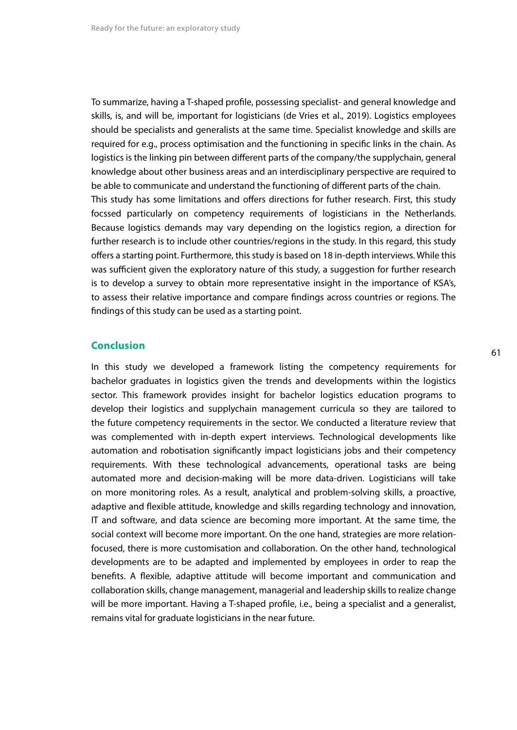To summarize, having a T-shaped profile, possessing specialist- and general knowledge and skills, is, and will be, important for logisticians (de Vries et al., 2019). Logistics employees should be specialists and generalists at the same time. Specialist knowledge and skills are required for e.g., process optimisation and the functioning in specific links in the chain. As logistics is the linking pin between different parts of the company/the supplychain, general knowledge about other business areas and an interdisciplinary perspective are required to be able to communicate and understand the functioning of different parts of the chain.

This study has some limitations and offers directions for futher research. First, this study focssed particularly on competency requirements of logisticians in the Netherlands. Because logistics demands may vary depending on the logistics region, a direction for further research is to include other countries/regions in the study. In this regard, this study offers a starting point. Furthermore, this study is based on 18 in-depth interviews. While this was sufficient given the exploratory nature of this study, a suggestion for further research is to develop a survey to obtain more representative insight in the importance of KSA's, to assess their relative importance and compare findings across countries or regions. The findings of this study can be used as a starting point.

## Conclusion

In this study we developed a framework listing the competency requirements for bachelor graduates in logistics given the trends and developments within the logistics sector. This framework provides insight for bachelor logistics education programs to develop their logistics and supplychain management curricula so they are tailored to the future competency requirements in the sector. We conducted a literature review that was complemented with in-depth expert interviews. Technological developments like automation and robotisation significantly impact logisticians jobs and their competency requirements. With these technological advancements, operational tasks are being automated more and decision-making will be more data-driven. Logisticians will take on more monitoring roles. As a result, analytical and problem-solving skills, a proactive, adaptive and flexible attitude, knowledge and skills regarding technology and innovation, IT and software, and data science are becoming more important. At the same time, the social context will become more important. On the one hand, strategies are more relation-focused, there is more customisation and collaboration. On the other hand, technological developments are to be adapted and implemented by employees in order to reap the benefits. A flexible, adaptive attitude will become important and communication and collaboration skills, change management, managerial and leadership skills to realize change will be more important. Having a T-shaped profile, i.e., being a specialist and a generalist, remains vital for graduate logisticians in the near future.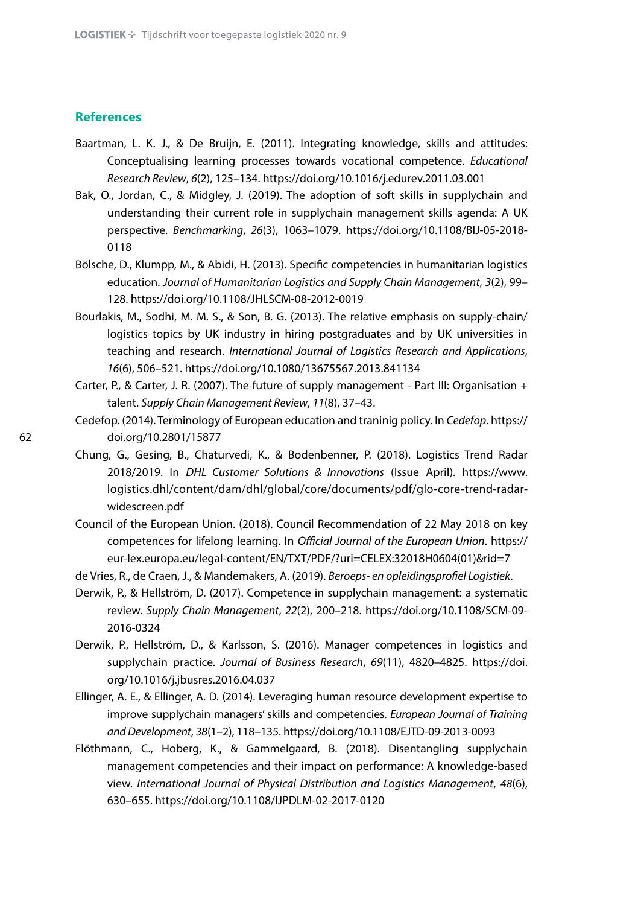## References

Baartman, L. K. J., & De Bruijn, E. (2011). Integrating knowledge, skills and attitudes: Conceptualising learning processes towards vocational competence. *Educational Research Review*, *6*(2), 125–134. https://doi.org/10.1016/j.edurev.2011.03.001

Bak, O., Jordan, C., & Midgley, J. (2019). The adoption of soft skills in supplychain and understanding their current role in supplychain management skills agenda: A UK perspective. *Benchmarking*, *26*(3), 1063–1079. https://doi.org/10.1108/BIJ-05-2018-0118

Bölsche, D., Klumpp, M., & Abidi, H. (2013). Specific competencies in humanitarian logistics education. *Journal of Humanitarian Logistics and Supply Chain Management*, *3*(2), 99–128. https://doi.org/10.1108/JHLSCM-08-2012-0019

Bourlakis, M., Sodhi, M. M. S., & Son, B. G. (2013). The relative emphasis on supply-chain/logistics topics by UK industry in hiring postgraduates and by UK universities in teaching and research. *International Journal of Logistics Research and Applications*, *16*(6), 506–521. https://doi.org/10.1080/13675567.2013.841134

Carter, P., & Carter, J. R. (2007). The future of supply management - Part III: Organisation + talent. *Supply Chain Management Review*, *11*(8), 37–43.

Cedefop. (2014). Terminology of European education and traninig policy. In *Cedefop*. https://doi.org/10.2801/15877

Chung, G., Gesing, B., Chaturvedi, K., & Bodenbenner, P. (2018). Logistics Trend Radar 2018/2019. In *DHL Customer Solutions & Innovations* (Issue April). https://www.logistics.dhl/content/dam/dhl/global/core/documents/pdf/glo-core-trend-radar-widescreen.pdf

Council of the European Union. (2018). Council Recommendation of 22 May 2018 on key competences for lifelong learning. In *Official Journal of the European Union*. https://eur-lex.europa.eu/legal-content/EN/TXT/PDF/?uri=CELEX:32018H0604(01)&rid=7

de Vries, R., de Craen, J., & Mandemakers, A. (2019). *Beroeps- en opleidingsprofiel Logistiek*.

Derwik, P., & Hellström, D. (2017). Competence in supplychain management: a systematic review. *Supply Chain Management*, *22*(2), 200–218. https://doi.org/10.1108/SCM-09-2016-0324

Derwik, P., Hellström, D., & Karlsson, S. (2016). Manager competences in logistics and supplychain practice. *Journal of Business Research*, *69*(11), 4820–4825. https://doi.org/10.1016/j.jbusres.2016.04.037

Ellinger, A. E., & Ellinger, A. D. (2014). Leveraging human resource development expertise to improve supplychain managers' skills and competencies. *European Journal of Training and Development*, *38*(1–2), 118–135. https://doi.org/10.1108/EJTD-09-2013-0093

Flöthmann, C., Hoberg, K., & Gammelgaard, B. (2018). Disentangling supplychain management competencies and their impact on performance: A knowledge-based view. *International Journal of Physical Distribution and Logistics Management*, *48*(6), 630–655. https://doi.org/10.1108/IJPDLM-02-2017-0120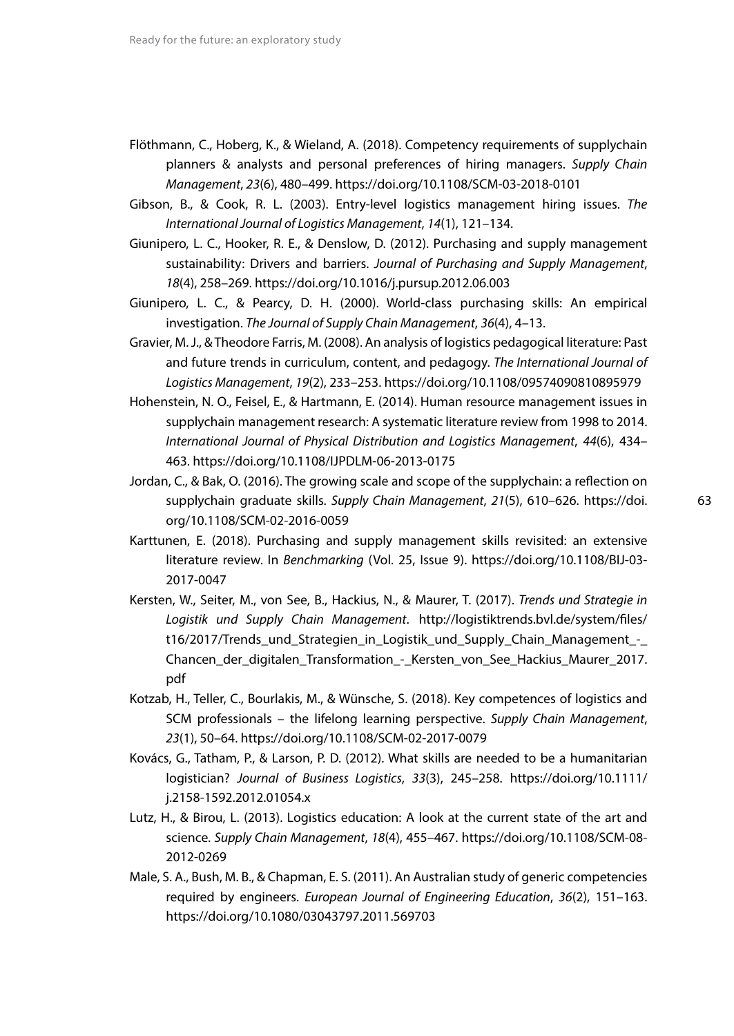Flöthmann, C., Hoberg, K., & Wieland, A. (2018). Competency requirements of supplychain planners & analysts and personal preferences of hiring managers. *Supply Chain Management*, *23*(6), 480–499. https://doi.org/10.1108/SCM-03-2018-0101

Gibson, B., & Cook, R. L. (2003). Entry-level logistics management hiring issues. *The International Journal of Logistics Management*, *14*(1), 121–134.

Giunipero, L. C., Hooker, R. E., & Denslow, D. (2012). Purchasing and supply management sustainability: Drivers and barriers. *Journal of Purchasing and Supply Management*, *18*(4), 258–269. https://doi.org/10.1016/j.pursup.2012.06.003

Giunipero, L. C., & Pearcy, D. H. (2000). World-class purchasing skills: An empirical investigation. *The Journal of Supply Chain Management*, *36*(4), 4–13.

Gravier, M. J., & Theodore Farris, M. (2008). An analysis of logistics pedagogical literature: Past and future trends in curriculum, content, and pedagogy. *The International Journal of Logistics Management*, *19*(2), 233–253. https://doi.org/10.1108/09574090810895979

Hohenstein, N. O., Feisel, E., & Hartmann, E. (2014). Human resource management issues in supplychain management research: A systematic literature review from 1998 to 2014. *International Journal of Physical Distribution and Logistics Management*, *44*(6), 434–463. https://doi.org/10.1108/IJPDLM-06-2013-0175

Jordan, C., & Bak, O. (2016). The growing scale and scope of the supplychain: a reflection on supplychain graduate skills. *Supply Chain Management*, *21*(5), 610–626. https://doi.org/10.1108/SCM-02-2016-0059

Karttunen, E. (2018). Purchasing and supply management skills revisited: an extensive literature review. In *Benchmarking* (Vol. 25, Issue 9). https://doi.org/10.1108/BIJ-03-2017-0047

Kersten, W., Seiter, M., von See, B., Hackius, N., & Maurer, T. (2017). *Trends und Strategie in Logistik und Supply Chain Management*. http://logistiktrends.bvl.de/system/files/t16/2017/Trends_und_Strategien_in_Logistik_und_Supply_Chain_Management_-_Chancen_der_digitalen_Transformation_-_Kersten_von_See_Hackius_Maurer_2017.pdf

Kotzab, H., Teller, C., Bourlakis, M., & Wünsche, S. (2018). Key competences of logistics and SCM professionals – the lifelong learning perspective. *Supply Chain Management*, *23*(1), 50–64. https://doi.org/10.1108/SCM-02-2017-0079

Kovács, G., Tatham, P., & Larson, P. D. (2012). What skills are needed to be a humanitarian logistician? *Journal of Business Logistics*, *33*(3), 245–258. https://doi.org/10.1111/j.2158-1592.2012.01054.x

Lutz, H., & Birou, L. (2013). Logistics education: A look at the current state of the art and science. *Supply Chain Management*, *18*(4), 455–467. https://doi.org/10.1108/SCM-08-2012-0269

Male, S. A., Bush, M. B., & Chapman, E. S. (2011). An Australian study of generic competencies required by engineers. *European Journal of Engineering Education*, *36*(2), 151–163. https://doi.org/10.1080/03043797.2011.569703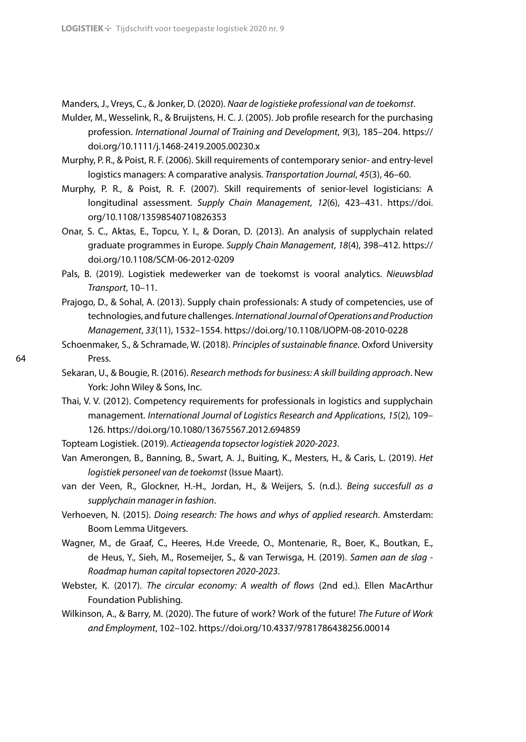Manders, J., Vreys, C., & Jonker, D. (2020). *Naar de logistieke professional van de toekomst*.

Mulder, M., Wesselink, R., & Bruijstens, H. C. J. (2005). Job profile research for the purchasing profession. *International Journal of Training and Development*, *9*(3), 185–204. https://doi.org/10.1111/j.1468-2419.2005.00230.x

Murphy, P. R., & Poist, R. F. (2006). Skill requirements of contemporary senior- and entry-level logistics managers: A comparative analysis. *Transportation Journal*, *45*(3), 46–60.

Murphy, P. R., & Poist, R. F. (2007). Skill requirements of senior-level logisticians: A longitudinal assessment. *Supply Chain Management*, *12*(6), 423–431. https://doi.org/10.1108/13598540710826353

Onar, S. C., Aktas, E., Topcu, Y. I., & Doran, D. (2013). An analysis of supplychain related graduate programmes in Europe. *Supply Chain Management*, *18*(4), 398–412. https://doi.org/10.1108/SCM-06-2012-0209

Pals, B. (2019). Logistiek medewerker van de toekomst is vooral analytics. *Nieuwsblad Transport*, 10–11.

Prajogo, D., & Sohal, A. (2013). Supply chain professionals: A study of competencies, use of technologies, and future challenges. *International Journal of Operations and Production Management*, *33*(11), 1532–1554. https://doi.org/10.1108/IJOPM-08-2010-0228

Schoenmaker, S., & Schramade, W. (2018). *Principles of sustainable finance*. Oxford University Press.

Sekaran, U., & Bougie, R. (2016). *Research methods for business: A skill building approach*. New York: John Wiley & Sons, Inc.

Thai, V. V. (2012). Competency requirements for professionals in logistics and supplychain management. *International Journal of Logistics Research and Applications*, *15*(2), 109–126. https://doi.org/10.1080/13675567.2012.694859

Topteam Logistiek. (2019). *Actieagenda topsector logistiek 2020-2023*.

Van Amerongen, B., Banning, B., Swart, A. J., Buiting, K., Mesters, H., & Caris, L. (2019). *Het logistiek personeel van de toekomst* (Issue Maart).

van der Veen, R., Glockner, H.-H., Jordan, H., & Weijers, S. (n.d.). *Being succesfull as a supplychain manager in fashion*.

Verhoeven, N. (2015). *Doing research: The hows and whys of applied research*. Amsterdam: Boom Lemma Uitgevers.

Wagner, M., de Graaf, C., Heeres, H.de Vreede, O., Montenarie, R., Boer, K., Boutkan, E., de Heus, Y., Sieh, M., Rosemeijer, S., & van Terwisga, H. (2019). *Samen aan de slag - Roadmap human capital topsectoren 2020-2023*.

Webster, K. (2017). *The circular economy: A wealth of flows* (2nd ed.). Ellen MacArthur Foundation Publishing.

Wilkinson, A., & Barry, M. (2020). The future of work? Work of the future! *The Future of Work and Employment*, 102–102. https://doi.org/10.4337/9781786438256.00014